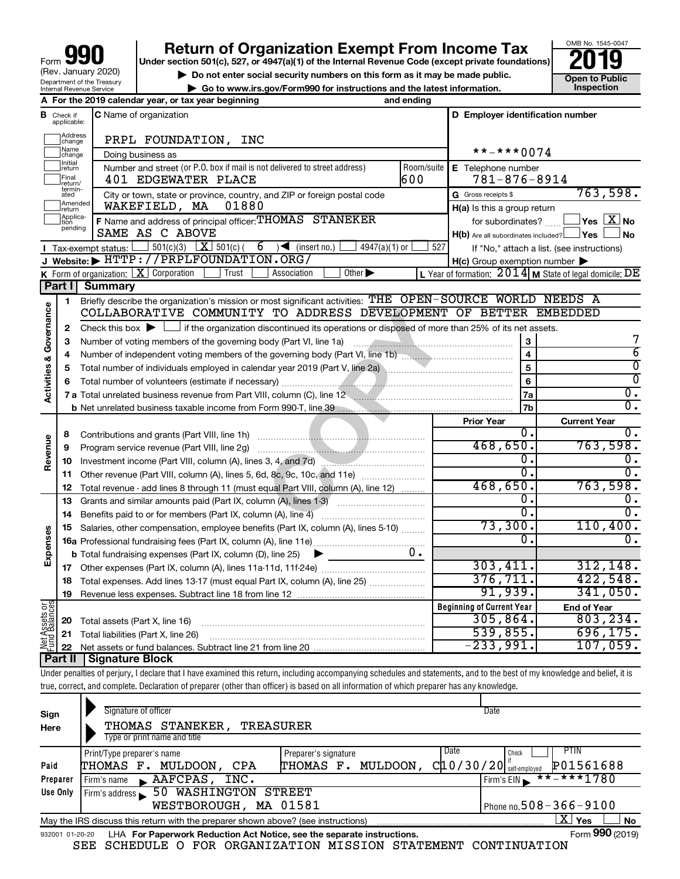Form **990** (Rev. January 2020) Department of the Treasury Internal Revenue Service

# Return of Organization Exempt From Income Tax

**Under section 501(c), 527, or 4947(a)(1) of the Internal Revenue Code (except private foundations)**

▶ Do not enter social security numbers on this form as it may be made public.

▶ Go to www.irs.gov/Form990 for instructions and the latest information.

OMB No. 1545-0047 **2019** **Open to Public Inspection**

**A** For the 2019 calendar year, or tax year beginning and ending

**B** Check if applicable: Address change, Name change, Initial return, Final return/terminated, Amended return, Application pending

**C** Name of organization: PRPL FOUNDATION, INC

Doing business as

Number and street (or P.O. box if mail is not delivered to street address): 401 EDGEWATER PLACE — Room/suite: 600

City or town, state or province, country, and ZIP or foreign postal code: WAKEFIELD, MA 01880

**D** Employer identification number: **-***0074

**E** Telephone number: 781-876-8914

**G** Gross receipts $ 763,598.

**F** Name and address of principal officer: THOMAS STANEKER SAME AS C ABOVE

**H(a)** Is this a group return for subordinates? ☐ Yes ☒ No

**H(b)** Are all subordinates included? ☐ Yes ☐ No — If "No," attach a list. (see instructions)

**H(c)** Group exemption number ▶

**I** Tax-exempt status: ☐ 501(c)(3) ☒ 501(c) ( 6 ) ◀ (insert no.) ☐ 4947(a)(1) or ☐ 527

**J** Website: ▶ HTTP://PRPLFOUNDATION.ORG/

**K** Form of organization: ☒ Corporation ☐ Trust ☐ Association ☐ Other ▶

**L** Year of formation: 2014 **M** State of legal domicile: DE

## Part I Summary

**Activities & Governance**

1 Briefly describe the organization's mission or most significant activities: THE OPEN-SOURCE WORLD NEEDS A COLLABORATIVE COMMUNITY TO ADDRESS DEVELOPMENT OF BETTER EMBEDDED

2 Check this box ▶ ☐ if the organization discontinued its operations or disposed of more than 25% of its net assets.

| | | | |
|---|---|---|---|
| 3 | Number of voting members of the governing body (Part VI, line 1a) | 3 | 7 |
| 4 | Number of independent voting members of the governing body (Part VI, line 1b) | 4 | 6 |
| 5 | Total number of individuals employed in calendar year 2019 (Part V, line 2a) | 5 | 0 |
| 6 | Total number of volunteers (estimate if necessary) | 6 | 0 |
| 7a | Total unrelated business revenue from Part VIII, column (C), line 12 | 7a | 0. |
| b | Net unrelated business taxable income from Form 990-T, line 39 | 7b | 0. |

| | | | Prior Year | Current Year |
|---|---|---|---|---|
| **Revenue** | 8 | Contributions and grants (Part VIII, line 1h) | 0. | 0. |
| | 9 | Program service revenue (Part VIII, line 2g) | 468,650. | 763,598. |
| | 10 | Investment income (Part VIII, column (A), lines 3, 4, and 7d) | 0. | 0. |
| | 11 | Other revenue (Part VIII, column (A), lines 5, 6d, 8c, 9c, 10c, and 11e) | 0. | 0. |
| | 12 | Total revenue - add lines 8 through 11 (must equal Part VIII, column (A), line 12) | 468,650. | 763,598. |
| **Expenses** | 13 | Grants and similar amounts paid (Part IX, column (A), lines 1-3) | 0. | 0. |
| | 14 | Benefits paid to or for members (Part IX, column (A), line 4) | 0. | 0. |
| | 15 | Salaries, other compensation, employee benefits (Part IX, column (A), lines 5-10) | 73,300. | 110,400. |
| | 16a | Professional fundraising fees (Part IX, column (A), line 11e) | 0. | 0. |
| | b | Total fundraising expenses (Part IX, column (D), line 25) ▶ 0. | | |
| | 17 | Other expenses (Part IX, column (A), lines 11a-11d, 11f-24e) | 303,411. | 312,148. |
| | 18 | Total expenses. Add lines 13-17 (must equal Part IX, column (A), line 25) | 376,711. | 422,548. |
| | 19 | Revenue less expenses. Subtract line 18 from line 12 | 91,939. | 341,050. |
| | | | **Beginning of Current Year** | **End of Year** |
| **Net Assets or Fund Balances** | 20 | Total assets (Part X, line 16) | 305,864. | 803,234. |
| | 21 | Total liabilities (Part X, line 26) | 539,855. | 696,175. |
| | 22 | Net assets or fund balances. Subtract line 21 from line 20 | -233,991. | 107,059. |

## Part II Signature Block

Under penalties of perjury, I declare that I have examined this return, including accompanying schedules and statements, and to the best of my knowledge and belief, it is true, correct, and complete. Declaration of preparer (other than officer) is based on all information of which preparer has any knowledge.

**Sign Here**

Signature of officer — Date

THOMAS STANEKER, TREASURER
Type or print name and title

| | | | | | |
|---|---|---|---|---|---|
| **Paid Preparer Use Only** | Print/Type preparer's name: THOMAS F. MULDOON, CPA | Preparer's signature: THOMAS F. MULDOON, C | Date: 10/30/20 | Check ☐ if self-employed | PTIN: P01561688 |
| | Firm's name ▶ AAFCPAS, INC. | | | Firm's EIN ▶ **-***1780 | |
| | Firm's address ▶ 50 WASHINGTON STREET WESTBOROUGH, MA 01581 | | | Phone no. 508-366-9100 | |

May the IRS discuss this return with the preparer shown above? (see instructions) ☒ Yes ☐ No

932001 01-20-20 LHA **For Paperwork Reduction Act Notice, see the separate instructions.** Form **990** (2019)

SEE SCHEDULE O FOR ORGANIZATION MISSION STATEMENT CONTINUATION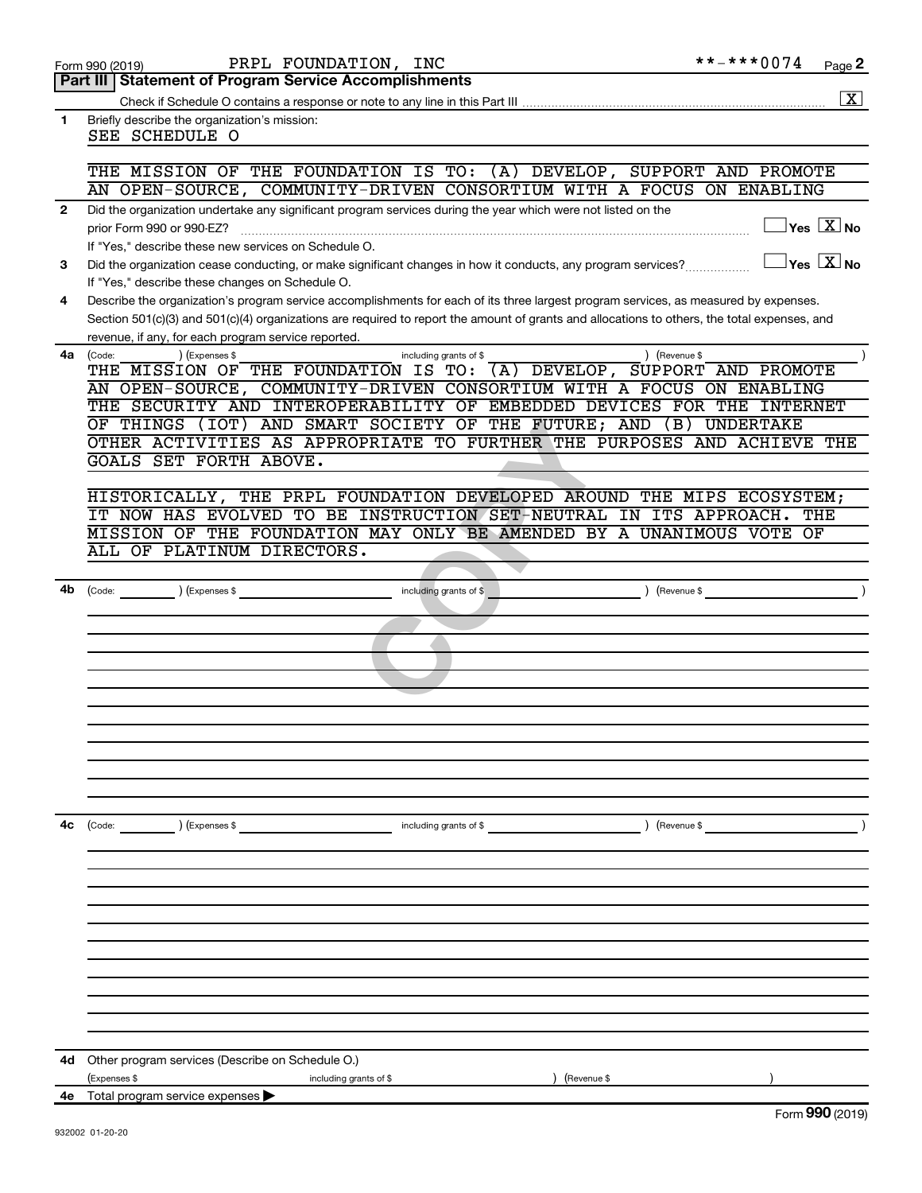Form 990 (2019) PRPL FOUNDATION, INC **-***0074 Page 2

## Part III Statement of Program Service Accomplishments

Check if Schedule O contains a response or note to any line in this Part III ..... [X]

**1** Briefly describe the organization's mission:

SEE SCHEDULE O

THE MISSION OF THE FOUNDATION IS TO: (A) DEVELOP, SUPPORT AND PROMOTE AN OPEN-SOURCE, COMMUNITY-DRIVEN CONSORTIUM WITH A FOCUS ON ENABLING

**2** Did the organization undertake any significant program services during the year which were not listed on the prior Form 990 or 990-EZ? ..... [ ] Yes [X] No

If "Yes," describe these new services on Schedule O.

**3** Did the organization cease conducting, or make significant changes in how it conducts, any program services? ..... [ ] Yes [X] No

If "Yes," describe these changes on Schedule O.

**4** Describe the organization's program service accomplishments for each of its three largest program services, as measured by expenses. Section 501(c)(3) and 501(c)(4) organizations are required to report the amount of grants and allocations to others, the total expenses, and revenue, if any, for each program service reported.

**4a** (Code: ) (Expenses $ including grants of $ ) (Revenue $ )

THE MISSION OF THE FOUNDATION IS TO: (A) DEVELOP, SUPPORT AND PROMOTE AN OPEN-SOURCE, COMMUNITY-DRIVEN CONSORTIUM WITH A FOCUS ON ENABLING THE SECURITY AND INTEROPERABILITY OF EMBEDDED DEVICES FOR THE INTERNET OF THINGS (IOT) AND SMART SOCIETY OF THE FUTURE; AND (B) UNDERTAKE OTHER ACTIVITIES AS APPROPRIATE TO FURTHER THE PURPOSES AND ACHIEVE THE GOALS SET FORTH ABOVE.

HISTORICALLY, THE PRPL FOUNDATION DEVELOPED AROUND THE MIPS ECOSYSTEM; IT NOW HAS EVOLVED TO BE INSTRUCTION SET-NEUTRAL IN ITS APPROACH. THE MISSION OF THE FOUNDATION MAY ONLY BE AMENDED BY A UNANIMOUS VOTE OF ALL OF PLATINUM DIRECTORS.

**4b** (Code: ) (Expenses $ including grants of $ ) (Revenue $ )

**4c** (Code: ) (Expenses $ including grants of $ ) (Revenue $ )

**4d** Other program services (Describe on Schedule O.)

(Expenses $ including grants of $ ) (Revenue $ )

**4e** Total program service expenses ▶

Form 990 (2019)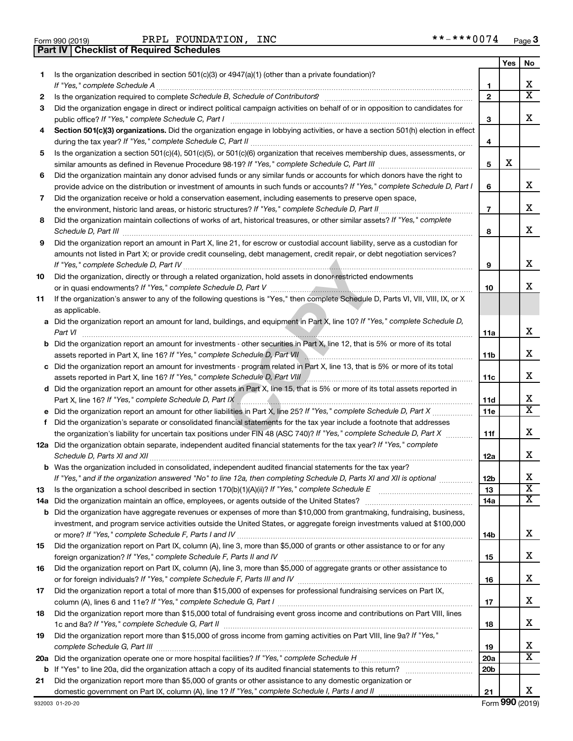Form 990 (2019) PRPL FOUNDATION, INC **-***0074

## Part IV Checklist of Required Schedules

| | | | Yes | No |
|---|---|---|---|---|
| 1 | Is the organization described in section 501(c)(3) or 4947(a)(1) (other than a private foundation)? *If "Yes," complete Schedule A* | 1 | | X |
| 2 | Is the organization required to complete *Schedule B, Schedule of Contributors*? | 2 | | X |
| 3 | Did the organization engage in direct or indirect political campaign activities on behalf of or in opposition to candidates for public office? *If "Yes," complete Schedule C, Part I* | 3 | | X |
| 4 | **Section 501(c)(3) organizations.** Did the organization engage in lobbying activities, or have a section 501(h) election in effect during the tax year? *If "Yes," complete Schedule C, Part II* | 4 | | |
| 5 | Is the organization a section 501(c)(4), 501(c)(5), or 501(c)(6) organization that receives membership dues, assessments, or similar amounts as defined in Revenue Procedure 98-19? *If "Yes," complete Schedule C, Part III* | 5 | X | |
| 6 | Did the organization maintain any donor advised funds or any similar funds or accounts for which donors have the right to provide advice on the distribution or investment of amounts in such funds or accounts? *If "Yes," complete Schedule D, Part I* | 6 | | X |
| 7 | Did the organization receive or hold a conservation easement, including easements to preserve open space, the environment, historic land areas, or historic structures? *If "Yes," complete Schedule D, Part II* | 7 | | X |
| 8 | Did the organization maintain collections of works of art, historical treasures, or other similar assets? *If "Yes," complete Schedule D, Part III* | 8 | | X |
| 9 | Did the organization report an amount in Part X, line 21, for escrow or custodial account liability, serve as a custodian for amounts not listed in Part X; or provide credit counseling, debt management, credit repair, or debt negotiation services? *If "Yes," complete Schedule D, Part IV* | 9 | | X |
| 10 | Did the organization, directly or through a related organization, hold assets in donor-restricted endowments or in quasi endowments? *If "Yes," complete Schedule D, Part V* | 10 | | X |
| 11 | If the organization's answer to any of the following questions is "Yes," then complete Schedule D, Parts VI, VII, VIII, IX, or X as applicable. | | | |
| a | Did the organization report an amount for land, buildings, and equipment in Part X, line 10? *If "Yes," complete Schedule D, Part VI* | 11a | | X |
| b | Did the organization report an amount for investments - other securities in Part X, line 12, that is 5% or more of its total assets reported in Part X, line 16? *If "Yes," complete Schedule D, Part VII* | 11b | | X |
| c | Did the organization report an amount for investments - program related in Part X, line 13, that is 5% or more of its total assets reported in Part X, line 16? *If "Yes," complete Schedule D, Part VIII* | 11c | | X |
| d | Did the organization report an amount for other assets in Part X, line 15, that is 5% or more of its total assets reported in Part X, line 16? *If "Yes," complete Schedule D, Part IX* | 11d | | X |
| e | Did the organization report an amount for other liabilities in Part X, line 25? *If "Yes," complete Schedule D, Part X* | 11e | | X |
| f | Did the organization's separate or consolidated financial statements for the tax year include a footnote that addresses the organization's liability for uncertain tax positions under FIN 48 (ASC 740)? *If "Yes," complete Schedule D, Part X* | 11f | | X |
| 12a | Did the organization obtain separate, independent audited financial statements for the tax year? *If "Yes," complete Schedule D, Parts XI and XII* | 12a | | X |
| b | Was the organization included in consolidated, independent audited financial statements for the tax year? *If "Yes," and if the organization answered "No" to line 12a, then completing Schedule D, Parts XI and XII is optional* | 12b | | X |
| 13 | Is the organization a school described in section 170(b)(1)(A)(ii)? *If "Yes," complete Schedule E* | 13 | | X |
| 14a | Did the organization maintain an office, employees, or agents outside of the United States? | 14a | | X |
| b | Did the organization have aggregate revenues or expenses of more than $10,000 from grantmaking, fundraising, business, investment, and program service activities outside the United States, or aggregate foreign investments valued at $100,000 or more? *If "Yes," complete Schedule F, Parts I and IV* | 14b | | X |
| 15 | Did the organization report on Part IX, column (A), line 3, more than $5,000 of grants or other assistance to or for any foreign organization? *If "Yes," complete Schedule F, Parts II and IV* | 15 | | X |
| 16 | Did the organization report on Part IX, column (A), line 3, more than $5,000 of aggregate grants or other assistance to or for foreign individuals? *If "Yes," complete Schedule F, Parts III and IV* | 16 | | X |
| 17 | Did the organization report a total of more than $15,000 of expenses for professional fundraising services on Part IX, column (A), lines 6 and 11e? *If "Yes," complete Schedule G, Part I* | 17 | | X |
| 18 | Did the organization report more than $15,000 total of fundraising event gross income and contributions on Part VIII, lines 1c and 8a? *If "Yes," complete Schedule G, Part II* | 18 | | X |
| 19 | Did the organization report more than $15,000 of gross income from gaming activities on Part VIII, line 9a? *If "Yes," complete Schedule G, Part III* | 19 | | X |
| 20a | Did the organization operate one or more hospital facilities? *If "Yes," complete Schedule H* | 20a | | X |
| b | If "Yes" to line 20a, did the organization attach a copy of its audited financial statements to this return? | 20b | | |
| 21 | Did the organization report more than $5,000 of grants or other assistance to any domestic organization or domestic government on Part IX, column (A), line 1? *If "Yes," complete Schedule I, Parts I and II* | 21 | | X |

932003 01-20-20 Form **990** (2019)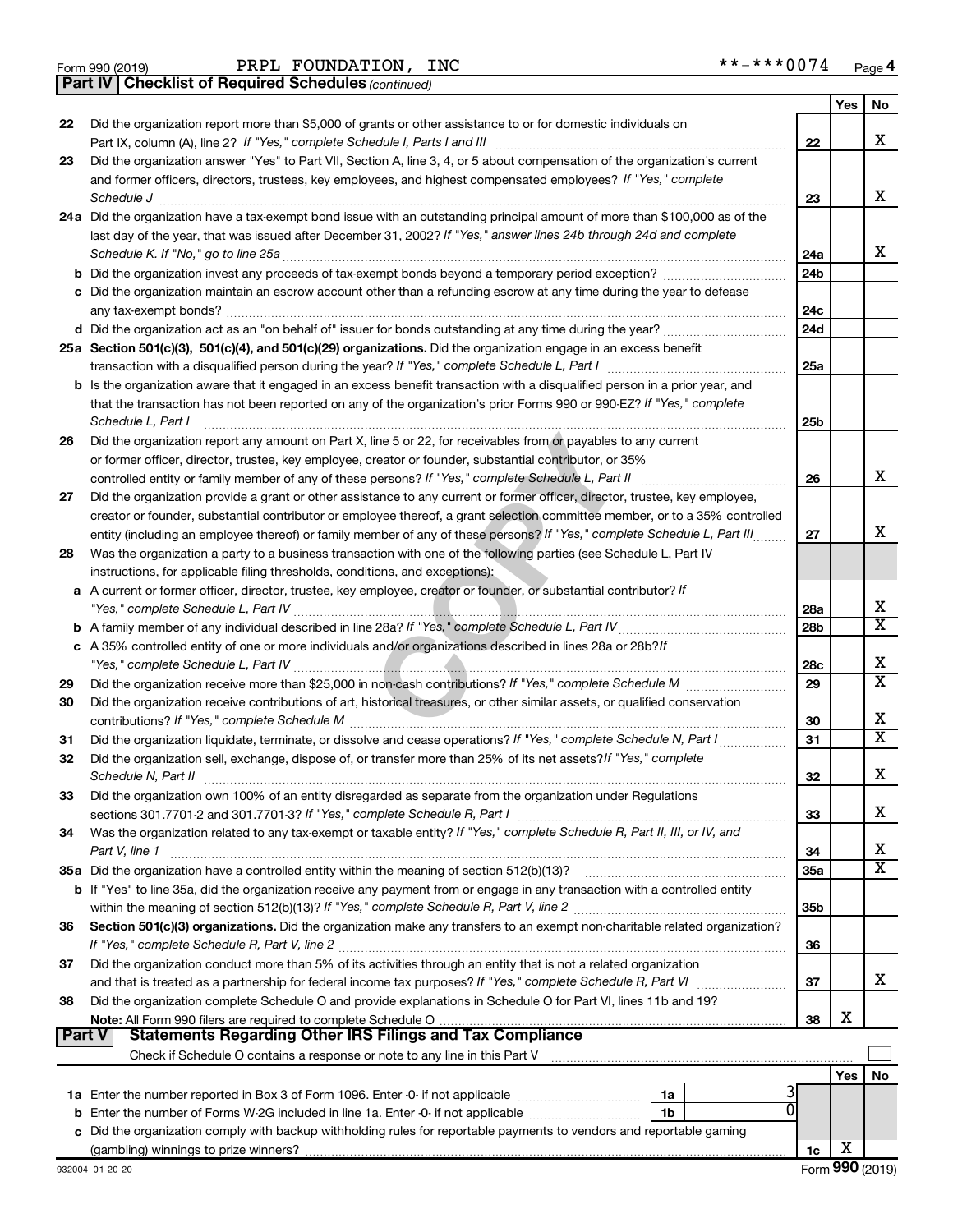Form 990 (2019) PRPL FOUNDATION, INC **-***0074 Page 4

**Part IV | Checklist of Required Schedules** *(continued)*

| | | | Yes | No |
|---|---|---|---|---|
| 22 | Did the organization report more than $5,000 of grants or other assistance to or for domestic individuals on Part IX, column (A), line 2? *If "Yes," complete Schedule I, Parts I and III* | 22 | | X |
| 23 | Did the organization answer "Yes" to Part VII, Section A, line 3, 4, or 5 about compensation of the organization's current and former officers, directors, trustees, key employees, and highest compensated employees? *If "Yes," complete Schedule J* | 23 | | X |
| 24a | Did the organization have a tax-exempt bond issue with an outstanding principal amount of more than $100,000 as of the last day of the year, that was issued after December 31, 2002? *If "Yes," answer lines 24b through 24d and complete Schedule K. If "No," go to line 25a* | 24a | | X |
| b | Did the organization invest any proceeds of tax-exempt bonds beyond a temporary period exception? | 24b | | |
| c | Did the organization maintain an escrow account other than a refunding escrow at any time during the year to defease any tax-exempt bonds? | 24c | | |
| d | Did the organization act as an "on behalf of" issuer for bonds outstanding at any time during the year? | 24d | | |
| 25a | **Section 501(c)(3), 501(c)(4), and 501(c)(29) organizations.** Did the organization engage in an excess benefit transaction with a disqualified person during the year? *If "Yes," complete Schedule L, Part I* | 25a | | |
| b | Is the organization aware that it engaged in an excess benefit transaction with a disqualified person in a prior year, and that the transaction has not been reported on any of the organization's prior Forms 990 or 990-EZ? *If "Yes," complete Schedule L, Part I* | 25b | | |
| 26 | Did the organization report any amount on Part X, line 5 or 22, for receivables from or payables to any current or former officer, director, trustee, key employee, creator or founder, substantial contributor, or 35% controlled entity or family member of any of these persons? *If "Yes," complete Schedule L, Part II* | 26 | | X |
| 27 | Did the organization provide a grant or other assistance to any current or former officer, director, trustee, key employee, creator or founder, substantial contributor or employee thereof, a grant selection committee member, or to a 35% controlled entity (including an employee thereof) or family member of any of these persons? *If "Yes," complete Schedule L, Part III* | 27 | | X |
| 28 | Was the organization a party to a business transaction with one of the following parties (see Schedule L, Part IV instructions, for applicable filing thresholds, conditions, and exceptions): | | | |
| a | A current or former officer, director, trustee, key employee, creator or founder, or substantial contributor? *If "Yes," complete Schedule L, Part IV* | 28a | | X |
| b | A family member of any individual described in line 28a? *If "Yes," complete Schedule L, Part IV* | 28b | | X |
| c | A 35% controlled entity of one or more individuals and/or organizations described in lines 28a or 28b? *If "Yes," complete Schedule L, Part IV* | 28c | | X |
| 29 | Did the organization receive more than $25,000 in non-cash contributions? *If "Yes," complete Schedule M* | 29 | | X |
| 30 | Did the organization receive contributions of art, historical treasures, or other similar assets, or qualified conservation contributions? *If "Yes," complete Schedule M* | 30 | | X |
| 31 | Did the organization liquidate, terminate, or dissolve and cease operations? *If "Yes," complete Schedule N, Part I* | 31 | | X |
| 32 | Did the organization sell, exchange, dispose of, or transfer more than 25% of its net assets? *If "Yes," complete Schedule N, Part II* | 32 | | X |
| 33 | Did the organization own 100% of an entity disregarded as separate from the organization under Regulations sections 301.7701-2 and 301.7701-3? *If "Yes," complete Schedule R, Part I* | 33 | | X |
| 34 | Was the organization related to any tax-exempt or taxable entity? *If "Yes," complete Schedule R, Part II, III, or IV, and Part V, line 1* | 34 | | X |
| 35a | Did the organization have a controlled entity within the meaning of section 512(b)(13)? | 35a | | X |
| b | If "Yes" to line 35a, did the organization receive any payment from or engage in any transaction with a controlled entity within the meaning of section 512(b)(13)? *If "Yes," complete Schedule R, Part V, line 2* | 35b | | |
| 36 | **Section 501(c)(3) organizations.** Did the organization make any transfers to an exempt non-charitable related organization? *If "Yes," complete Schedule R, Part V, line 2* | 36 | | |
| 37 | Did the organization conduct more than 5% of its activities through an entity that is not a related organization and that is treated as a partnership for federal income tax purposes? *If "Yes," complete Schedule R, Part VI* | 37 | | X |
| 38 | Did the organization complete Schedule O and provide explanations in Schedule O for Part VI, lines 11b and 19? **Note:** All Form 990 filers are required to complete Schedule O | 38 | X | |

**Part V | Statements Regarding Other IRS Filings and Tax Compliance**

Check if Schedule O contains a response or note to any line in this Part V ☐

| | | | | Yes | No |
|---|---|---|---|---|---|
| 1a | Enter the number reported in Box 3 of Form 1096. Enter -0- if not applicable | 1a | 3 | | |
| b | Enter the number of Forms W-2G included in line 1a. Enter -0- if not applicable | 1b | 0 | | |
| c | Did the organization comply with backup withholding rules for reportable payments to vendors and reportable gaming (gambling) winnings to prize winners? | 1c | | X | |

932004 01-20-20 Form **990** (2019)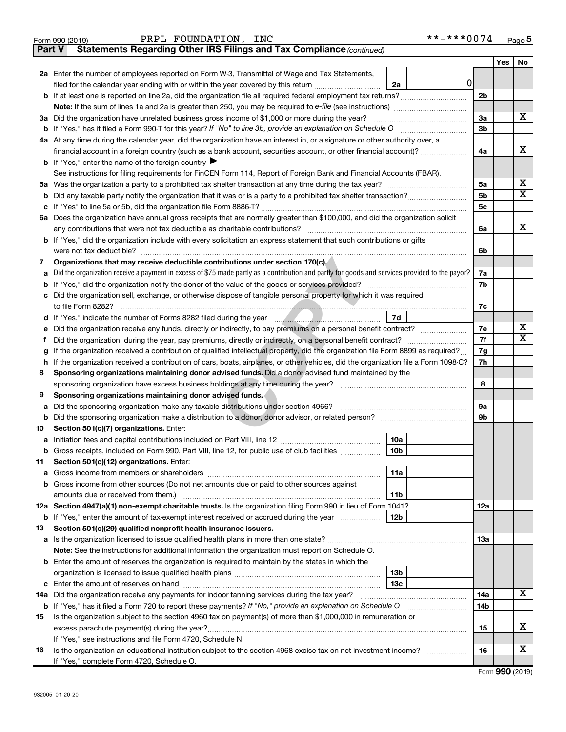Form 990 (2019) PRPL FOUNDATION, INC **-***0074 Page 5

**Part V | Statements Regarding Other IRS Filings and Tax Compliance** *(continued)*

| | | | | | Yes | No |
|---|---|---|---|---|---|---|
| **2a** | Enter the number of employees reported on Form W-3, Transmittal of Wage and Tax Statements, filed for the calendar year ending with or within the year covered by this return | 2a | 0 | | | |
| **b** | If at least one is reported on line 2a, did the organization file all required federal employment tax returns? | | | 2b | | |
| | **Note:** If the sum of lines 1a and 2a is greater than 250, you may be required to *e-file* (see instructions) | | | | | |
| **3a** | Did the organization have unrelated business gross income of $1,000 or more during the year? | | | 3a | | X |
| **b** | If "Yes," has it filed a Form 990-T for this year? *If "No" to line 3b, provide an explanation on Schedule O* | | | 3b | | |
| **4a** | At any time during the calendar year, did the organization have an interest in, or a signature or other authority over, a financial account in a foreign country (such as a bank account, securities account, or other financial account)? | | | 4a | | X |
| **b** | If "Yes," enter the name of the foreign country ▶ | | | | | |
| | See instructions for filing requirements for FinCEN Form 114, Report of Foreign Bank and Financial Accounts (FBAR). | | | | | |
| **5a** | Was the organization a party to a prohibited tax shelter transaction at any time during the tax year? | | | 5a | | X |
| **b** | Did any taxable party notify the organization that it was or is a party to a prohibited tax shelter transaction? | | | 5b | | X |
| **c** | If "Yes" to line 5a or 5b, did the organization file Form 8886-T? | | | 5c | | |
| **6a** | Does the organization have annual gross receipts that are normally greater than $100,000, and did the organization solicit any contributions that were not tax deductible as charitable contributions? | | | 6a | | X |
| **b** | If "Yes," did the organization include with every solicitation an express statement that such contributions or gifts were not tax deductible? | | | 6b | | |
| **7** | **Organizations that may receive deductible contributions under section 170(c).** | | | | | |
| **a** | Did the organization receive a payment in excess of $75 made partly as a contribution and partly for goods and services provided to the payor? | | | 7a | | |
| **b** | If "Yes," did the organization notify the donor of the value of the goods or services provided? | | | 7b | | |
| **c** | Did the organization sell, exchange, or otherwise dispose of tangible personal property for which it was required to file Form 8282? | | | 7c | | |
| **d** | If "Yes," indicate the number of Forms 8282 filed during the year | 7d | | | | |
| **e** | Did the organization receive any funds, directly or indirectly, to pay premiums on a personal benefit contract? | | | 7e | | X |
| **f** | Did the organization, during the year, pay premiums, directly or indirectly, on a personal benefit contract? | | | 7f | | X |
| **g** | If the organization received a contribution of qualified intellectual property, did the organization file Form 8899 as required? | | | 7g | | |
| **h** | If the organization received a contribution of cars, boats, airplanes, or other vehicles, did the organization file a Form 1098-C? | | | 7h | | |
| **8** | **Sponsoring organizations maintaining donor advised funds.** Did a donor advised fund maintained by the sponsoring organization have excess business holdings at any time during the year? | | | 8 | | |
| **9** | **Sponsoring organizations maintaining donor advised funds.** | | | | | |
| **a** | Did the sponsoring organization make any taxable distributions under section 4966? | | | 9a | | |
| **b** | Did the sponsoring organization make a distribution to a donor, donor advisor, or related person? | | | 9b | | |
| **10** | **Section 501(c)(7) organizations.** Enter: | | | | | |
| **a** | Initiation fees and capital contributions included on Part VIII, line 12 | 10a | | | | |
| **b** | Gross receipts, included on Form 990, Part VIII, line 12, for public use of club facilities | 10b | | | | |
| **11** | **Section 501(c)(12) organizations.** Enter: | | | | | |
| **a** | Gross income from members or shareholders | 11a | | | | |
| **b** | Gross income from other sources (Do not net amounts due or paid to other sources against amounts due or received from them.) | 11b | | | | |
| **12a** | **Section 4947(a)(1) non-exempt charitable trusts.** Is the organization filing Form 990 in lieu of Form 1041? | | | 12a | | |
| **b** | If "Yes," enter the amount of tax-exempt interest received or accrued during the year | 12b | | | | |
| **13** | **Section 501(c)(29) qualified nonprofit health insurance issuers.** | | | | | |
| **a** | Is the organization licensed to issue qualified health plans in more than one state? | | | 13a | | |
| | **Note:** See the instructions for additional information the organization must report on Schedule O. | | | | | |
| **b** | Enter the amount of reserves the organization is required to maintain by the states in which the organization is licensed to issue qualified health plans | 13b | | | | |
| **c** | Enter the amount of reserves on hand | 13c | | | | |
| **14a** | Did the organization receive any payments for indoor tanning services during the tax year? | | | 14a | | X |
| **b** | If "Yes," has it filed a Form 720 to report these payments? *If "No," provide an explanation on Schedule O* | | | 14b | | |
| **15** | Is the organization subject to the section 4960 tax on payment(s) of more than $1,000,000 in remuneration or excess parachute payment(s) during the year? | | | 15 | | X |
| | If "Yes," see instructions and file Form 4720, Schedule N. | | | | | |
| **16** | Is the organization an educational institution subject to the section 4968 excise tax on net investment income? | | | 16 | | X |
| | If "Yes," complete Form 4720, Schedule O. | | | | | |

Form **990** (2019)

932005 01-20-20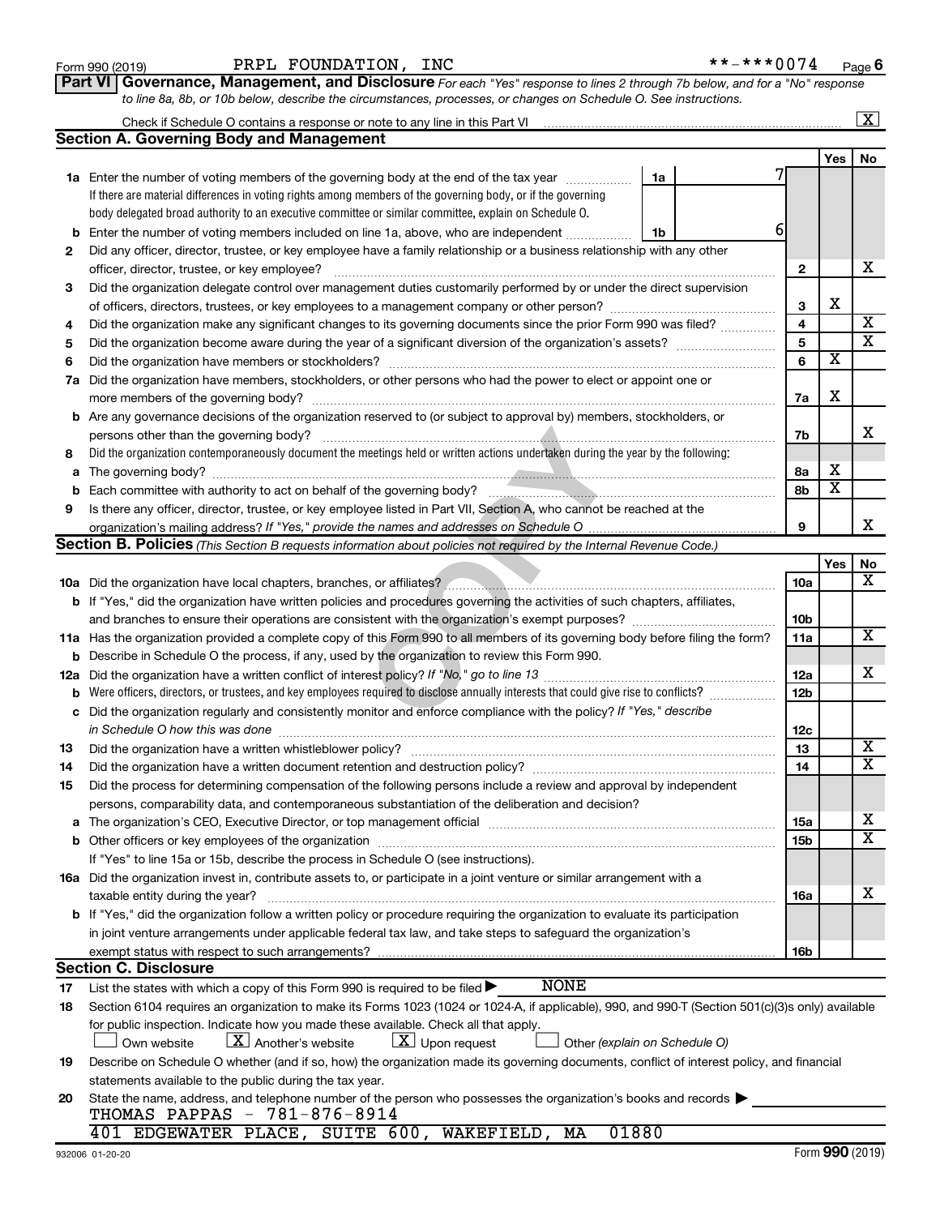Form 990 (2019) PRPL FOUNDATION, INC **-***0074

## Part VI Governance, Management, and Disclosure

*For each "Yes" response to lines 2 through 7b below, and for a "No" response to line 8a, 8b, or 10b below, describe the circumstances, processes, or changes on Schedule O. See instructions.*

Check if Schedule O contains a response or note to any line in this Part VI ..... [X]

### Section A. Governing Body and Management

| | | | | Yes | No |
|---|---|---|---|---|---|
| **1a** | Enter the number of voting members of the governing body at the end of the tax year ..... If there are material differences in voting rights among members of the governing body, or if the governing body delegated broad authority to an executive committee or similar committee, explain on Schedule O. | 1a: 7 | | | |
| **b** | Enter the number of voting members included on line 1a, above, who are independent ..... | 1b: 6 | | | |
| **2** | Did any officer, director, trustee, or key employee have a family relationship or a business relationship with any other officer, director, trustee, or key employee? ..... | | 2 | | X |
| **3** | Did the organization delegate control over management duties customarily performed by or under the direct supervision of officers, directors, trustees, or key employees to a management company or other person? ..... | | 3 | X | |
| **4** | Did the organization make any significant changes to its governing documents since the prior Form 990 was filed? ..... | | 4 | | X |
| **5** | Did the organization become aware during the year of a significant diversion of the organization's assets? ..... | | 5 | | X |
| **6** | Did the organization have members or stockholders? ..... | | 6 | X | |
| **7a** | Did the organization have members, stockholders, or other persons who had the power to elect or appoint one or more members of the governing body? ..... | | 7a | X | |
| **b** | Are any governance decisions of the organization reserved to (or subject to approval by) members, stockholders, or persons other than the governing body? ..... | | 7b | | X |
| **8** | Did the organization contemporaneously document the meetings held or written actions undertaken during the year by the following: | | | | |
| **a** | The governing body? ..... | | 8a | X | |
| **b** | Each committee with authority to act on behalf of the governing body? ..... | | 8b | X | |
| **9** | Is there any officer, director, trustee, or key employee listed in Part VII, Section A, who cannot be reached at the organization's mailing address? *If "Yes," provide the names and addresses on Schedule O* ..... | | 9 | | X |

### Section B. Policies *(This Section B requests information about policies not required by the Internal Revenue Code.)*

| | | | Yes | No |
|---|---|---|---|---|
| **10a** | Did the organization have local chapters, branches, or affiliates? ..... | 10a | | X |
| **b** | If "Yes," did the organization have written policies and procedures governing the activities of such chapters, affiliates, and branches to ensure their operations are consistent with the organization's exempt purposes? ..... | 10b | | |
| **11a** | Has the organization provided a complete copy of this Form 990 to all members of its governing body before filing the form? | 11a | | X |
| **b** | Describe in Schedule O the process, if any, used by the organization to review this Form 990. | | | |
| **12a** | Did the organization have a written conflict of interest policy? *If "No," go to line 13* ..... | 12a | | X |
| **b** | Were officers, directors, or trustees, and key employees required to disclose annually interests that could give rise to conflicts? ..... | 12b | | |
| **c** | Did the organization regularly and consistently monitor and enforce compliance with the policy? *If "Yes," describe in Schedule O how this was done* ..... | 12c | | |
| **13** | Did the organization have a written whistleblower policy? ..... | 13 | | X |
| **14** | Did the organization have a written document retention and destruction policy? ..... | 14 | | X |
| **15** | Did the process for determining compensation of the following persons include a review and approval by independent persons, comparability data, and contemporaneous substantiation of the deliberation and decision? | | | |
| **a** | The organization's CEO, Executive Director, or top management official ..... | 15a | | X |
| **b** | Other officers or key employees of the organization ..... If "Yes" to line 15a or 15b, describe the process in Schedule O (see instructions). | 15b | | X |
| **16a** | Did the organization invest in, contribute assets to, or participate in a joint venture or similar arrangement with a taxable entity during the year? ..... | 16a | | X |
| **b** | If "Yes," did the organization follow a written policy or procedure requiring the organization to evaluate its participation in joint venture arrangements under applicable federal tax law, and take steps to safeguard the organization's exempt status with respect to such arrangements? ..... | 16b | | |

### Section C. Disclosure

**17** List the states with which a copy of this Form 990 is required to be filed ▶ NONE

**18** Section 6104 requires an organization to make its Forms 1023 (1024 or 1024-A, if applicable), 990, and 990-T (Section 501(c)(3)s only) available for public inspection. Indicate how you made these available. Check all that apply.

[ ] Own website [X] Another's website [X] Upon request [ ] Other *(explain on Schedule O)*

**19** Describe on Schedule O whether (and if so, how) the organization made its governing documents, conflict of interest policy, and financial statements available to the public during the tax year.

**20** State the name, address, and telephone number of the person who possesses the organization's books and records ▶

THOMAS PAPPAS - 781-876-8914
401 EDGEWATER PLACE, SUITE 600, WAKEFIELD, MA 01880

932006 01-20-20 Form **990** (2019)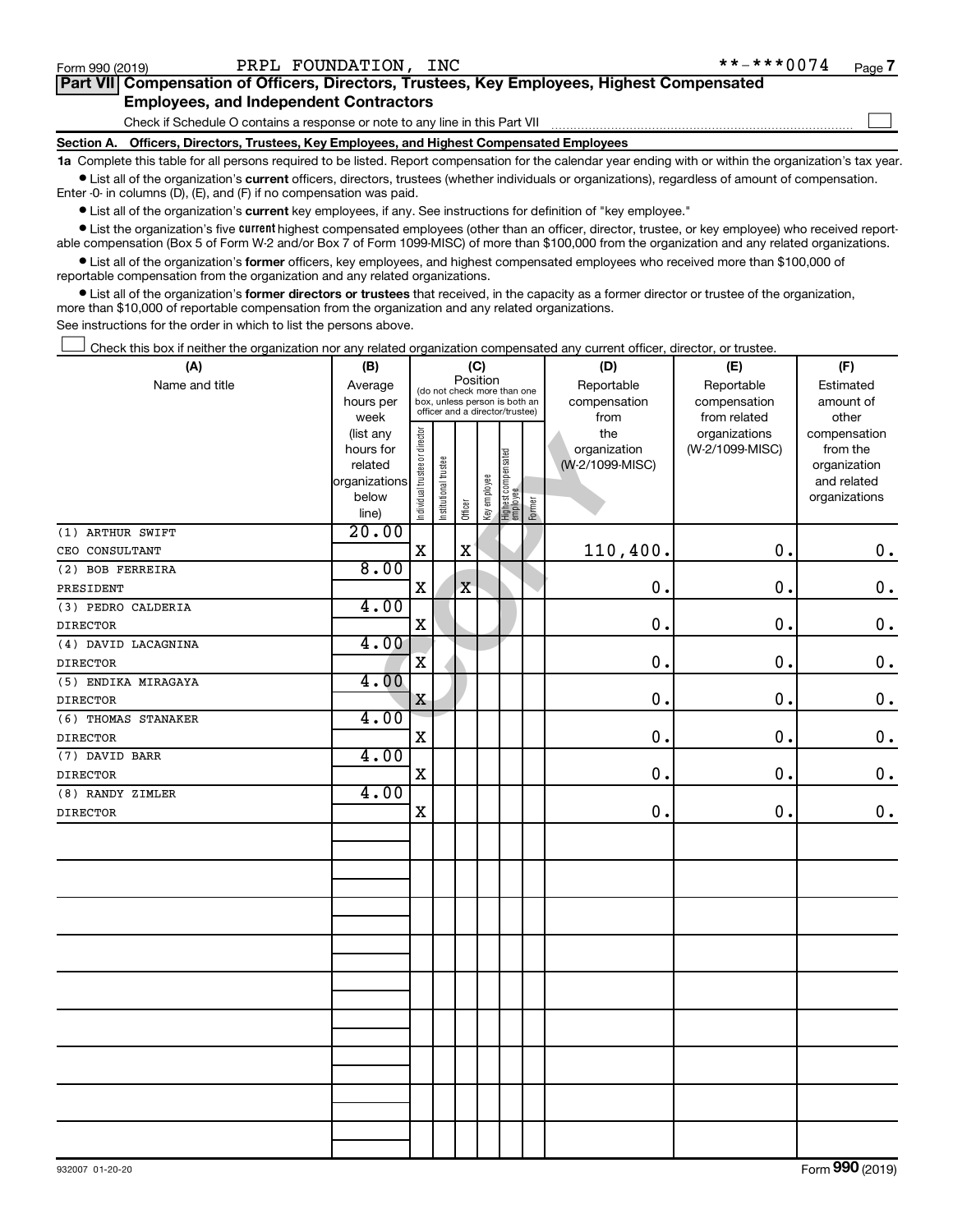Form 990 (2019) PRPL FOUNDATION, INC **-***0074

**Part VII Compensation of Officers, Directors, Trustees, Key Employees, Highest Compensated Employees, and Independent Contractors**

Check if Schedule O contains a response or note to any line in this Part VII ☐

**Section A. Officers, Directors, Trustees, Key Employees, and Highest Compensated Employees**

**1a** Complete this table for all persons required to be listed. Report compensation for the calendar year ending with or within the organization's tax year.

- List all of the organization's **current** officers, directors, trustees (whether individuals or organizations), regardless of amount of compensation. Enter -0- in columns (D), (E), and (F) if no compensation was paid.
- List all of the organization's **current** key employees, if any. See instructions for definition of "key employee."
- List the organization's five **current** highest compensated employees (other than an officer, director, trustee, or key employee) who received reportable compensation (Box 5 of Form W-2 and/or Box 7 of Form 1099-MISC) of more than $100,000 from the organization and any related organizations.
- List all of the organization's **former** officers, key employees, and highest compensated employees who received more than $100,000 of reportable compensation from the organization and any related organizations.
- List all of the organization's **former directors or trustees** that received, in the capacity as a former director or trustee of the organization, more than $10,000 of reportable compensation from the organization and any related organizations.

See instructions for the order in which to list the persons above.

☐ Check this box if neither the organization nor any related organization compensated any current officer, director, or trustee.

| (A) Name and title | (B) Average hours per week (list any hours for related organizations below line) | (C) Position: Individual trustee or director | Institutional trustee | Officer | Key employee | Highest compensated employee | Former | (D) Reportable compensation from the organization (W-2/1099-MISC) | (E) Reportable compensation from related organizations (W-2/1099-MISC) | (F) Estimated amount of other compensation from the organization and related organizations |
|---|---|---|---|---|---|---|---|---|---|---|
| (1) ARTHUR SWIFT<br>CEO CONSULTANT | 20.00 | X | | X | | | | 110,400. | 0. | 0. |
| (2) BOB FERREIRA<br>PRESIDENT | 8.00 | X | | X | | | | 0. | 0. | 0. |
| (3) PEDRO CALDERIA<br>DIRECTOR | 4.00 | X | | | | | | 0. | 0. | 0. |
| (4) DAVID LACAGNINA<br>DIRECTOR | 4.00 | X | | | | | | 0. | 0. | 0. |
| (5) ENDIKA MIRAGAYA<br>DIRECTOR | 4.00 | X | | | | | | 0. | 0. | 0. |
| (6) THOMAS STANAKER<br>DIRECTOR | 4.00 | X | | | | | | 0. | 0. | 0. |
| (7) DAVID BARR<br>DIRECTOR | 4.00 | X | | | | | | 0. | 0. | 0. |
| (8) RANDY ZIMLER<br>DIRECTOR | 4.00 | X | | | | | | 0. | 0. | 0. |

932007 01-20-20 Form **990** (2019)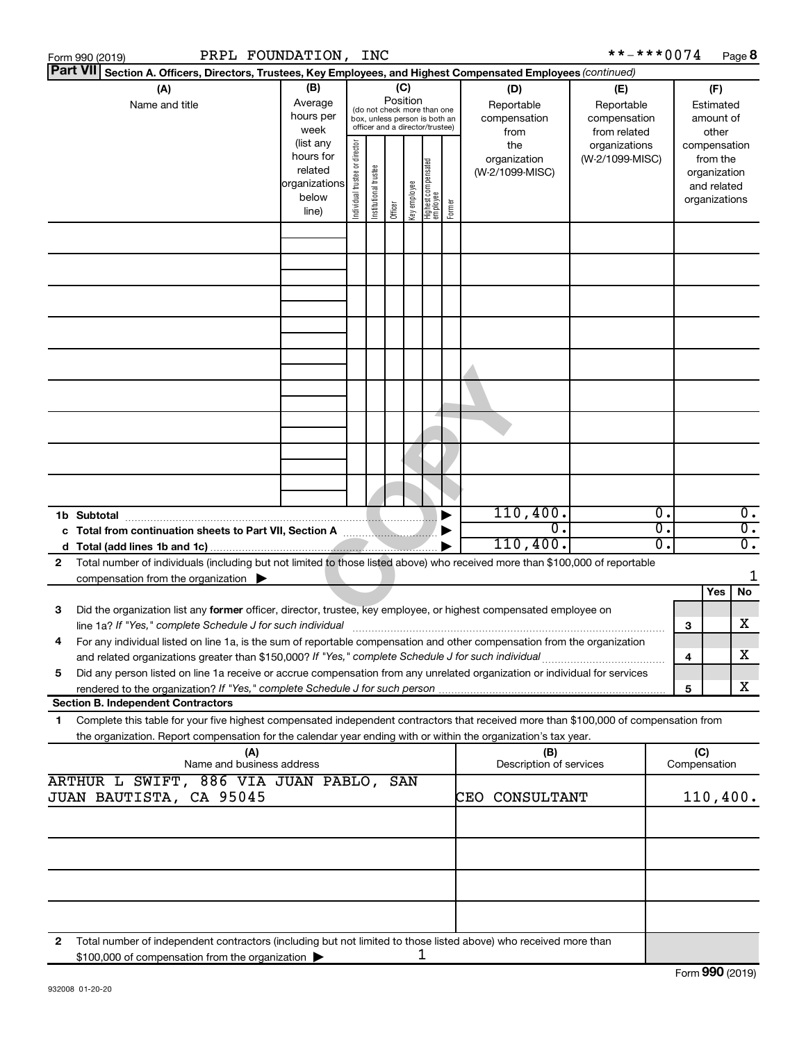Form 990 (2019) PRPL FOUNDATION, INC **-***0074

## Part VII Section A. Officers, Directors, Trustees, Key Employees, and Highest Compensated Employees *(continued)*

| (A) Name and title | (B) Average hours per week (list any hours for related organizations below line) | (C) Position (do not check more than one box, unless person is both an officer and a director/trustee) | | | | | | (D) Reportable compensation from the organization (W-2/1099-MISC) | (E) Reportable compensation from related organizations (W-2/1099-MISC) | (F) Estimated amount of other compensation from the organization and related organizations |
|---|---|---|---|---|---|---|---|---|---|---|
| | | Individual trustee or director | Institutional trustee | Officer | Key employee | Highest compensated employee | Former | | | |
| | | | | | | | | | | |

| | | (D) | (E) | (F) |
|---|---|---|---|---|
| 1b | Subtotal | 110,400. | 0. | 0. |
| c | Total from continuation sheets to Part VII, Section A | 0. | 0. | 0. |
| d | Total (add lines 1b and 1c) | 110,400. | 0. | 0. |

2 Total number of individuals (including but not limited to those listed above) who received more than $100,000 of reportable compensation from the organization ▶ 1

| | | | Yes | No |
|---|---|---|---|---|
| 3 | Did the organization list any **former** officer, director, trustee, key employee, or highest compensated employee on line 1a? *If "Yes," complete Schedule J for such individual* | 3 | | X |
| 4 | For any individual listed on line 1a, is the sum of reportable compensation and other compensation from the organization and related organizations greater than $150,000? *If "Yes," complete Schedule J for such individual* | 4 | | X |
| 5 | Did any person listed on line 1a receive or accrue compensation from any unrelated organization or individual for services rendered to the organization? *If "Yes," complete Schedule J for such person* | 5 | | X |

### Section B. Independent Contractors

1 Complete this table for your five highest compensated independent contractors that received more than $100,000 of compensation from the organization. Report compensation for the calendar year ending with or within the organization's tax year.

| (A) Name and business address | (B) Description of services | (C) Compensation |
|---|---|---|
| ARTHUR L SWIFT, 886 VIA JUAN PABLO, SAN JUAN BAUTISTA, CA 95045 | CEO CONSULTANT | 110,400. |
| | | |
| | | |
| | | |
| | | |

2 Total number of independent contractors (including but not limited to those listed above) who received more than $100,000 of compensation from the organization ▶ 1

Form **990** (2019)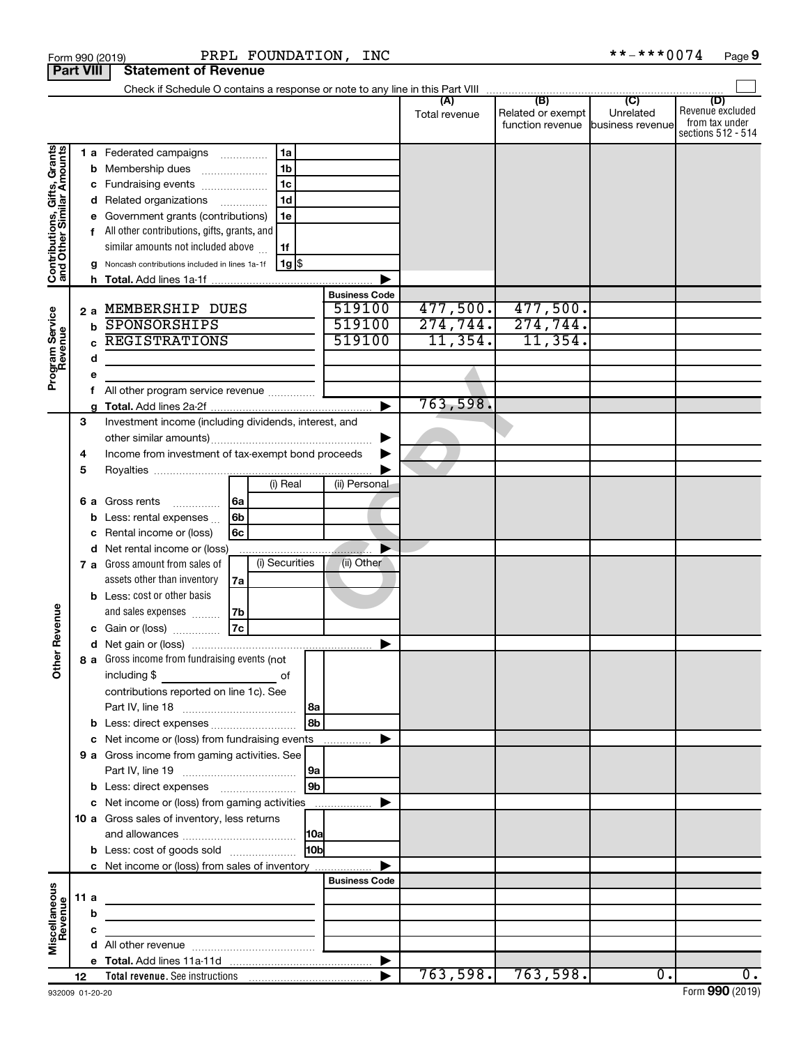Form 990 (2019) PRPL FOUNDATION, INC **-***0074 Page 9

## Part VIII Statement of Revenue

Check if Schedule O contains a response or note to any line in this Part VIII ☐

| | | | (A) Total revenue | (B) Related or exempt function revenue | (C) Unrelated business revenue | (D) Revenue excluded from tax under sections 512 - 514 |
|---|---|---|---|---|---|---|
| **Contributions, Gifts, Grants and Other Similar Amounts** | 1 a Federated campaigns | 1a | | | | |
| | b Membership dues | 1b | | | | |
| | c Fundraising events | 1c | | | | |
| | d Related organizations | 1d | | | | |
| | e Government grants (contributions) | 1e | | | | |
| | f All other contributions, gifts, grants, and similar amounts not included above | 1f | | | | |
| | g Noncash contributions included in lines 1a-1f | 1g $ | | | | |
| | h Total. Add lines 1a-1f | | | | | |
| **Program Service Revenue** | | **Business Code** | | | | |
| | 2 a MEMBERSHIP DUES | 519100 | 477,500. | 477,500. | | |
| | b SPONSORSHIPS | 519100 | 274,744. | 274,744. | | |
| | c REGISTRATIONS | 519100 | 11,354. | 11,354. | | |
| | d | | | | | |
| | e | | | | | |
| | f All other program service revenue | | | | | |
| | g Total. Add lines 2a-2f | | 763,598. | | | |
| **Other Revenue** | 3 Investment income (including dividends, interest, and other similar amounts) | | | | | |
| | 4 Income from investment of tax-exempt bond proceeds | | | | | |
| | 5 Royalties | | | | | |
| | | (i) Real / (ii) Personal | | | | |
| | 6 a Gross rents | 6a | | | | |
| | b Less: rental expenses | 6b | | | | |
| | c Rental income or (loss) | 6c | | | | |
| | d Net rental income or (loss) | | | | | |
| | | (i) Securities / (ii) Other | | | | |
| | 7 a Gross amount from sales of assets other than inventory | 7a | | | | |
| | b Less: cost or other basis and sales expenses | 7b | | | | |
| | c Gain or (loss) | 7c | | | | |
| | d Net gain or (loss) | | | | | |
| | 8 a Gross income from fundraising events (not including $ ____ of contributions reported on line 1c). See Part IV, line 18 | 8a | | | | |
| | b Less: direct expenses | 8b | | | | |
| | c Net income or (loss) from fundraising events | | | | | |
| | 9 a Gross income from gaming activities. See Part IV, line 19 | 9a | | | | |
| | b Less: direct expenses | 9b | | | | |
| | c Net income or (loss) from gaming activities | | | | | |
| | 10 a Gross sales of inventory, less returns and allowances | 10a | | | | |
| | b Less: cost of goods sold | 10b | | | | |
| | c Net income or (loss) from sales of inventory | | | | | |
| **Miscellaneous Revenue** | | **Business Code** | | | | |
| | 11 a | | | | | |
| | b | | | | | |
| | c | | | | | |
| | d All other revenue | | | | | |
| | e Total. Add lines 11a-11d | | | | | |
| | 12 **Total revenue.** See instructions | | 763,598. | 763,598. | 0. | 0. |

932009 01-20-20 Form **990** (2019)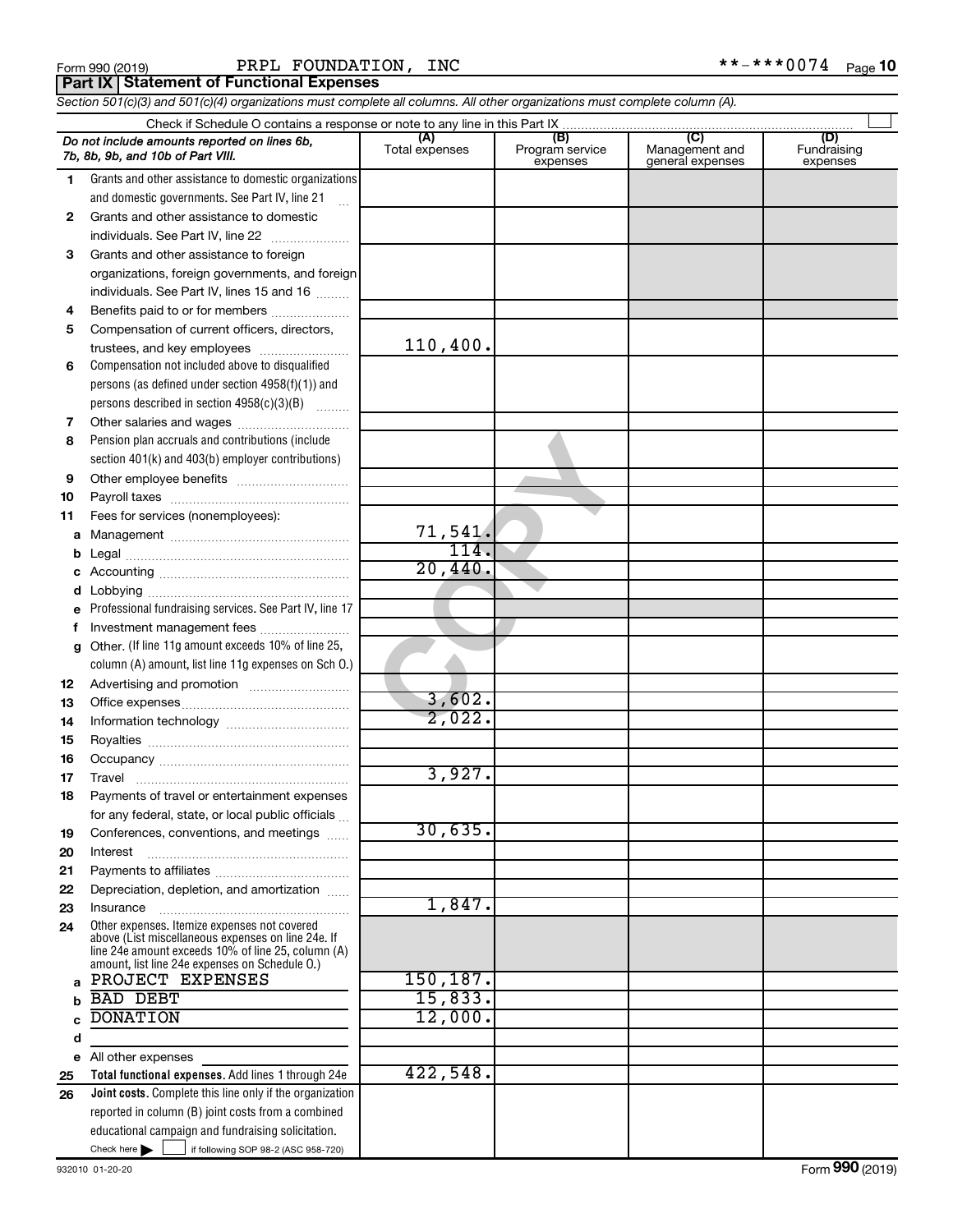Form 990 (2019) PRPL FOUNDATION, INC **-***0074

## Part IX Statement of Functional Expenses

*Section 501(c)(3) and 501(c)(4) organizations must complete all columns. All other organizations must complete column (A).*

Check if Schedule O contains a response or note to any line in this Part IX

| *Do not include amounts reported on lines 6b, 7b, 8b, 9b, and 10b of Part VIII.* | (A) Total expenses | (B) Program service expenses | (C) Management and general expenses | (D) Fundraising expenses |
|---|---|---|---|---|
| 1 Grants and other assistance to domestic organizations and domestic governments. See Part IV, line 21 | | | | |
| 2 Grants and other assistance to domestic individuals. See Part IV, line 22 | | | | |
| 3 Grants and other assistance to foreign organizations, foreign governments, and foreign individuals. See Part IV, lines 15 and 16 | | | | |
| 4 Benefits paid to or for members | | | | |
| 5 Compensation of current officers, directors, trustees, and key employees | 110,400. | | | |
| 6 Compensation not included above to disqualified persons (as defined under section 4958(f)(1)) and persons described in section 4958(c)(3)(B) | | | | |
| 7 Other salaries and wages | | | | |
| 8 Pension plan accruals and contributions (include section 401(k) and 403(b) employer contributions) | | | | |
| 9 Other employee benefits | | | | |
| 10 Payroll taxes | | | | |
| 11 Fees for services (nonemployees): | | | | |
| a Management | 71,541. | | | |
| b Legal | 114. | | | |
| c Accounting | 20,440. | | | |
| d Lobbying | | | | |
| e Professional fundraising services. See Part IV, line 17 | | | | |
| f Investment management fees | | | | |
| g Other. (If line 11g amount exceeds 10% of line 25, column (A) amount, list line 11g expenses on Sch O.) | | | | |
| 12 Advertising and promotion | | | | |
| 13 Office expenses | 3,602. | | | |
| 14 Information technology | 2,022. | | | |
| 15 Royalties | | | | |
| 16 Occupancy | | | | |
| 17 Travel | 3,927. | | | |
| 18 Payments of travel or entertainment expenses for any federal, state, or local public officials | | | | |
| 19 Conferences, conventions, and meetings | 30,635. | | | |
| 20 Interest | | | | |
| 21 Payments to affiliates | | | | |
| 22 Depreciation, depletion, and amortization | | | | |
| 23 Insurance | 1,847. | | | |
| 24 Other expenses. Itemize expenses not covered above (List miscellaneous expenses on line 24e. If line 24e amount exceeds 10% of line 25, column (A) amount, list line 24e expenses on Schedule O.) | | | | |
| a PROJECT EXPENSES | 150,187. | | | |
| b BAD DEBT | 15,833. | | | |
| c DONATION | 12,000. | | | |
| d | | | | |
| e All other expenses | | | | |
| 25 **Total functional expenses.** Add lines 1 through 24e | 422,548. | | | |
| 26 **Joint costs.** Complete this line only if the organization reported in column (B) joint costs from a combined educational campaign and fundraising solicitation. Check here ☐ if following SOP 98-2 (ASC 958-720) | | | | |

932010 01-20-20 Form **990** (2019)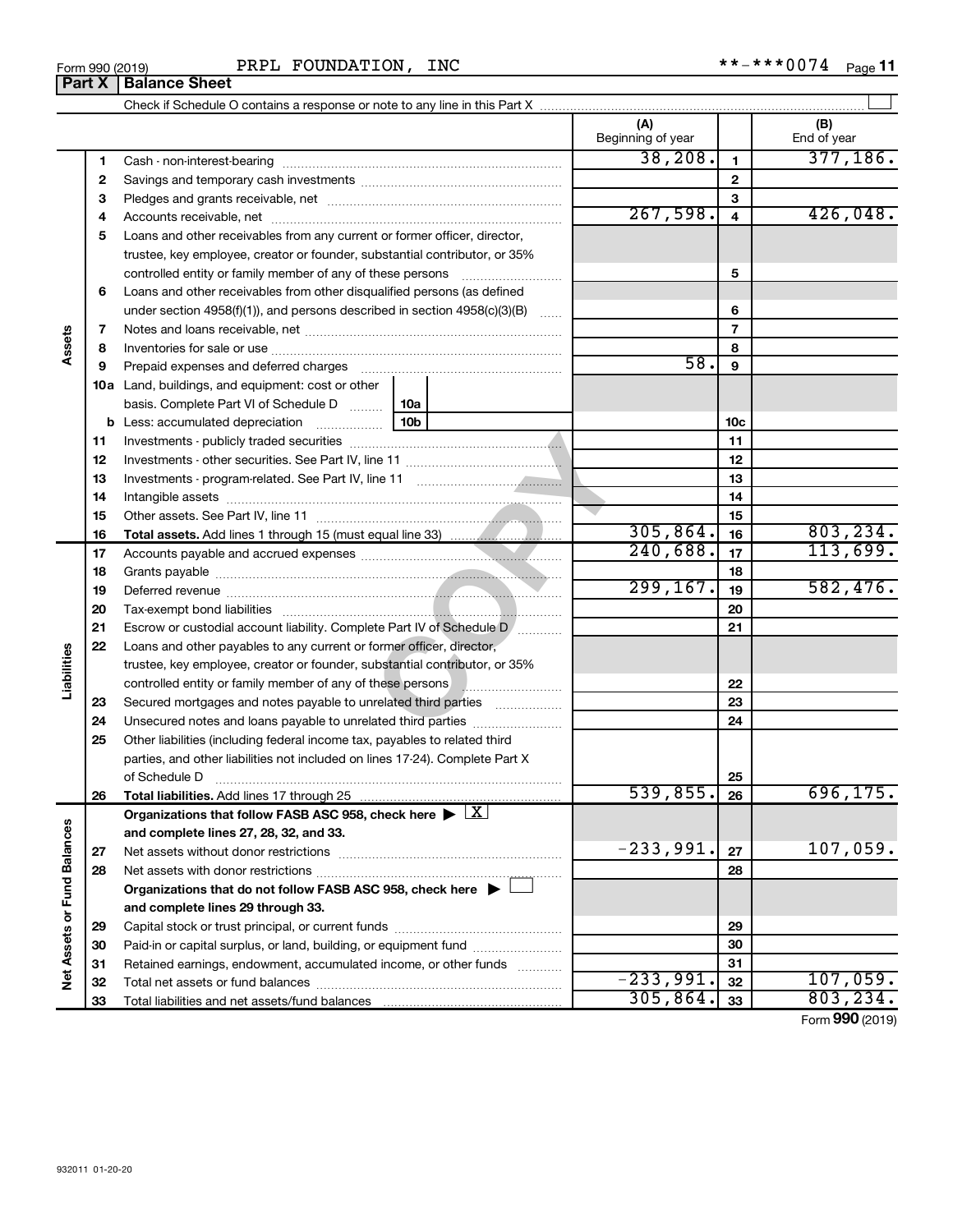Form 990 (2019) PRPL FOUNDATION, INC **-***0074

## Part X Balance Sheet

Check if Schedule O contains a response or note to any line in this Part X

| | | | (A) Beginning of year | | (B) End of year |
|---|---|---|---|---|---|
| Assets | 1 | Cash - non-interest-bearing | 38,208. | 1 | 377,186. |
| | 2 | Savings and temporary cash investments | | 2 | |
| | 3 | Pledges and grants receivable, net | | 3 | |
| | 4 | Accounts receivable, net | 267,598. | 4 | 426,048. |
| | 5 | Loans and other receivables from any current or former officer, director, trustee, key employee, creator or founder, substantial contributor, or 35% controlled entity or family member of any of these persons | | 5 | |
| | 6 | Loans and other receivables from other disqualified persons (as defined under section 4958(f)(1)), and persons described in section 4958(c)(3)(B) | | 6 | |
| | 7 | Notes and loans receivable, net | | 7 | |
| | 8 | Inventories for sale or use | | 8 | |
| | 9 | Prepaid expenses and deferred charges | 58. | 9 | |
| | 10a | Land, buildings, and equipment: cost or other basis. Complete Part VI of Schedule D (10a) | | | |
| | b | Less: accumulated depreciation (10b) | | 10c | |
| | 11 | Investments - publicly traded securities | | 11 | |
| | 12 | Investments - other securities. See Part IV, line 11 | | 12 | |
| | 13 | Investments - program-related. See Part IV, line 11 | | 13 | |
| | 14 | Intangible assets | | 14 | |
| | 15 | Other assets. See Part IV, line 11 | | 15 | |
| | 16 | **Total assets.** Add lines 1 through 15 (must equal line 33) | 305,864. | 16 | 803,234. |
| Liabilities | 17 | Accounts payable and accrued expenses | 240,688. | 17 | 113,699. |
| | 18 | Grants payable | | 18 | |
| | 19 | Deferred revenue | 299,167. | 19 | 582,476. |
| | 20 | Tax-exempt bond liabilities | | 20 | |
| | 21 | Escrow or custodial account liability. Complete Part IV of Schedule D | | 21 | |
| | 22 | Loans and other payables to any current or former officer, director, trustee, key employee, creator or founder, substantial contributor, or 35% controlled entity or family member of any of these persons | | 22 | |
| | 23 | Secured mortgages and notes payable to unrelated third parties | | 23 | |
| | 24 | Unsecured notes and loans payable to unrelated third parties | | 24 | |
| | 25 | Other liabilities (including federal income tax, payables to related third parties, and other liabilities not included on lines 17-24). Complete Part X of Schedule D | | 25 | |
| | 26 | **Total liabilities.** Add lines 17 through 25 | 539,855. | 26 | 696,175. |
| Net Assets or Fund Balances | | **Organizations that follow FASB ASC 958, check here** ▶ [X] **and complete lines 27, 28, 32, and 33.** | | | |
| | 27 | Net assets without donor restrictions | -233,991. | 27 | 107,059. |
| | 28 | Net assets with donor restrictions | | 28 | |
| | | **Organizations that do not follow FASB ASC 958, check here** ▶ [ ] **and complete lines 29 through 33.** | | | |
| | 29 | Capital stock or trust principal, or current funds | | 29 | |
| | 30 | Paid-in or capital surplus, or land, building, or equipment fund | | 30 | |
| | 31 | Retained earnings, endowment, accumulated income, or other funds | | 31 | |
| | 32 | Total net assets or fund balances | -233,991. | 32 | 107,059. |
| | 33 | Total liabilities and net assets/fund balances | 305,864. | 33 | 803,234. |

Form **990** (2019)

932011 01-20-20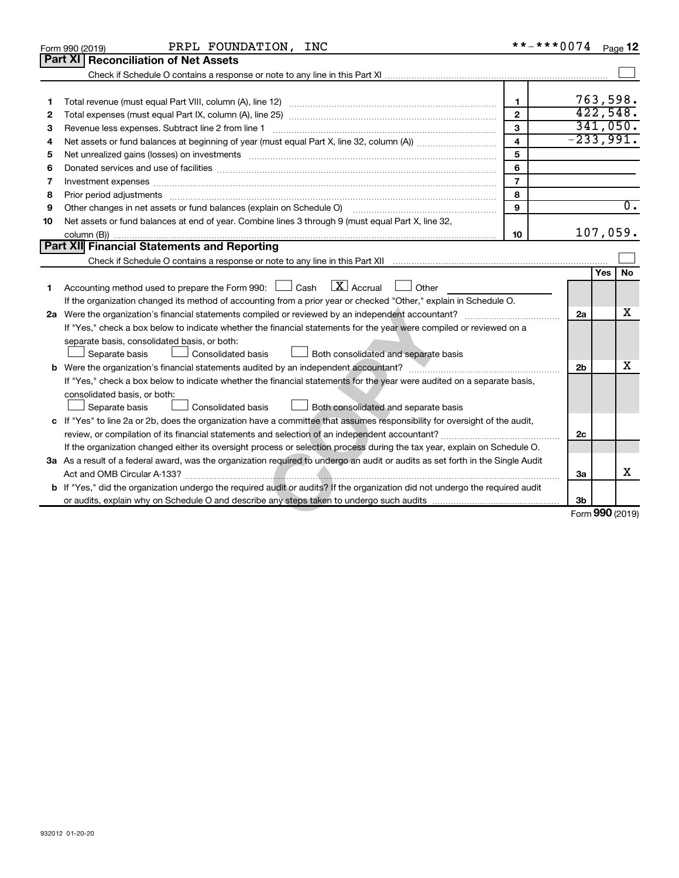Form 990 (2019) PRPL FOUNDATION, INC **-***0074 Page 12

## Part XI Reconciliation of Net Assets

Check if Schedule O contains a response or note to any line in this Part XI ☐

| | | | |
|---|---|---|---|
| 1 | Total revenue (must equal Part VIII, column (A), line 12) | 1 | 763,598. |
| 2 | Total expenses (must equal Part IX, column (A), line 25) | 2 | 422,548. |
| 3 | Revenue less expenses. Subtract line 2 from line 1 | 3 | 341,050. |
| 4 | Net assets or fund balances at beginning of year (must equal Part X, line 32, column (A)) | 4 | -233,991. |
| 5 | Net unrealized gains (losses) on investments | 5 | |
| 6 | Donated services and use of facilities | 6 | |
| 7 | Investment expenses | 7 | |
| 8 | Prior period adjustments | 8 | |
| 9 | Other changes in net assets or fund balances (explain on Schedule O) | 9 | 0. |
| 10 | Net assets or fund balances at end of year. Combine lines 3 through 9 (must equal Part X, line 32, column (B)) | 10 | 107,059. |

## Part XII Financial Statements and Reporting

Check if Schedule O contains a response or note to any line in this Part XII ☐

| | | | Yes | No |
|---|---|---|---|---|
| 1 | Accounting method used to prepare the Form 990: ☐ Cash ☒ Accrual ☐ Other<br>If the organization changed its method of accounting from a prior year or checked "Other," explain in Schedule O. | | | |
| 2a | Were the organization's financial statements compiled or reviewed by an independent accountant?<br>If "Yes," check a box below to indicate whether the financial statements for the year were compiled or reviewed on a separate basis, consolidated basis, or both:<br>☐ Separate basis ☐ Consolidated basis ☐ Both consolidated and separate basis | 2a | | X |
| b | Were the organization's financial statements audited by an independent accountant?<br>If "Yes," check a box below to indicate whether the financial statements for the year were audited on a separate basis, consolidated basis, or both:<br>☐ Separate basis ☐ Consolidated basis ☐ Both consolidated and separate basis | 2b | | X |
| c | If "Yes" to line 2a or 2b, does the organization have a committee that assumes responsibility for oversight of the audit, review, or compilation of its financial statements and selection of an independent accountant?<br>If the organization changed either its oversight process or selection process during the tax year, explain on Schedule O. | 2c | | |
| 3a | As a result of a federal award, was the organization required to undergo an audit or audits as set forth in the Single Audit Act and OMB Circular A-133? | 3a | | X |
| b | If "Yes," did the organization undergo the required audit or audits? If the organization did not undergo the required audit or audits, explain why on Schedule O and describe any steps taken to undergo such audits | 3b | | |

Form 990 (2019)

932012 01-20-20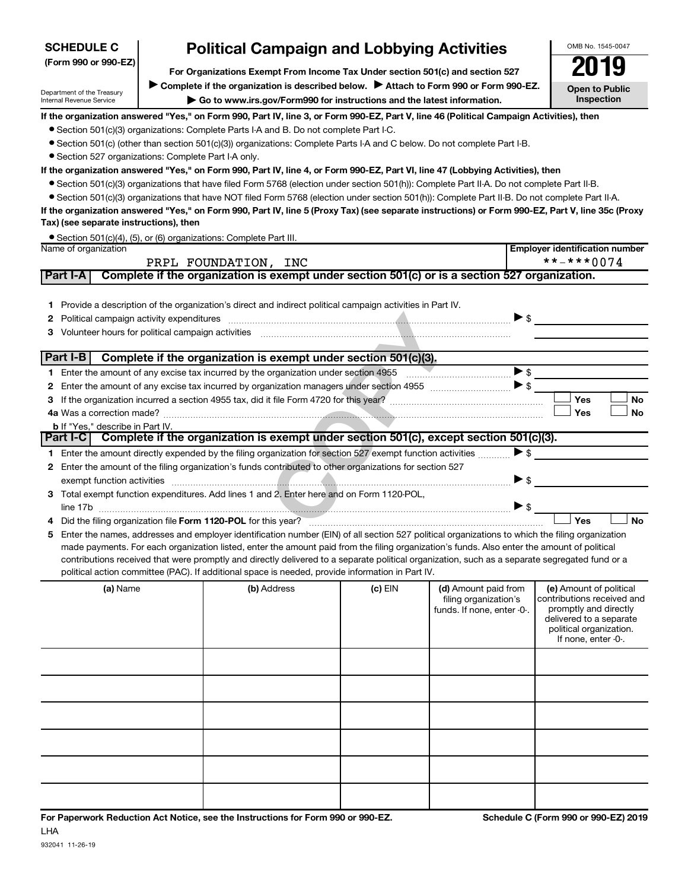**SCHEDULE C**
**(Form 990 or 990-EZ)**

Department of the Treasury
Internal Revenue Service

# Political Campaign and Lobbying Activities

**For Organizations Exempt From Income Tax Under section 501(c) and section 527**

▶ **Complete if the organization is described below.** ▶ **Attach to Form 990 or Form 990-EZ.**

▶ **Go to www.irs.gov/Form990 for instructions and the latest information.**

OMB No. 1545-0047

**2019**

**Open to Public Inspection**

**If the organization answered "Yes," on Form 990, Part IV, line 3, or Form 990-EZ, Part V, line 46 (Political Campaign Activities), then**

- Section 501(c)(3) organizations: Complete Parts I-A and B. Do not complete Part I-C.
- Section 501(c) (other than section 501(c)(3)) organizations: Complete Parts I-A and C below. Do not complete Part I-B.
- Section 527 organizations: Complete Part I-A only.

**If the organization answered "Yes," on Form 990, Part IV, line 4, or Form 990-EZ, Part VI, line 47 (Lobbying Activities), then**

- Section 501(c)(3) organizations that have filed Form 5768 (election under section 501(h)): Complete Part II-A. Do not complete Part II-B.
- Section 501(c)(3) organizations that have NOT filed Form 5768 (election under section 501(h)): Complete Part II-B. Do not complete Part II-A.

**If the organization answered "Yes," on Form 990, Part IV, line 5 (Proxy Tax) (see separate instructions) or Form 990-EZ, Part V, line 35c (Proxy Tax) (see separate instructions), then**

- Section 501(c)(4), (5), or (6) organizations: Complete Part III.

| Name of organization | Employer identification number |
|---|---|
| PRPL FOUNDATION, INC | **-***0074 |

## Part I-A Complete if the organization is exempt under section 501(c) or is a section 527 organization.

1. Provide a description of the organization's direct and indirect political campaign activities in Part IV.
2. Political campaign activity expenditures ▶ $
3. Volunteer hours for political campaign activities

## Part I-B Complete if the organization is exempt under section 501(c)(3).

1. Enter the amount of any excise tax incurred by the organization under section 4955 ▶ $
2. Enter the amount of any excise tax incurred by organization managers under section 4955 ▶ $
3. If the organization incurred a section 4955 tax, did it file Form 4720 for this year? ☐ Yes ☐ No
4a. Was a correction made? ☐ Yes ☐ No
   b. If "Yes," describe in Part IV.

## Part I-C Complete if the organization is exempt under section 501(c), except section 501(c)(3).

1. Enter the amount directly expended by the filing organization for section 527 exempt function activities ▶ $
2. Enter the amount of the filing organization's funds contributed to other organizations for section 527 exempt function activities ▶ $
3. Total exempt function expenditures. Add lines 1 and 2. Enter here and on Form 1120-POL, line 17b ▶ $
4. Did the filing organization file **Form 1120-POL** for this year? ☐ Yes ☐ No
5. Enter the names, addresses and employer identification number (EIN) of all section 527 political organizations to which the filing organization made payments. For each organization listed, enter the amount paid from the filing organization's funds. Also enter the amount of political contributions received that were promptly and directly delivered to a separate political organization, such as a separate segregated fund or a political action committee (PAC). If additional space is needed, provide information in Part IV.

| (a) Name | (b) Address | (c) EIN | (d) Amount paid from filing organization's funds. If none, enter -0-. | (e) Amount of political contributions received and promptly and directly delivered to a separate political organization. If none, enter -0-. |
|---|---|---|---|---|
| | | | | |
| | | | | |
| | | | | |
| | | | | |
| | | | | |
| | | | | |

**For Paperwork Reduction Act Notice, see the Instructions for Form 990 or 990-EZ.**
LHA
932041 11-26-19

**Schedule C (Form 990 or 990-EZ) 2019**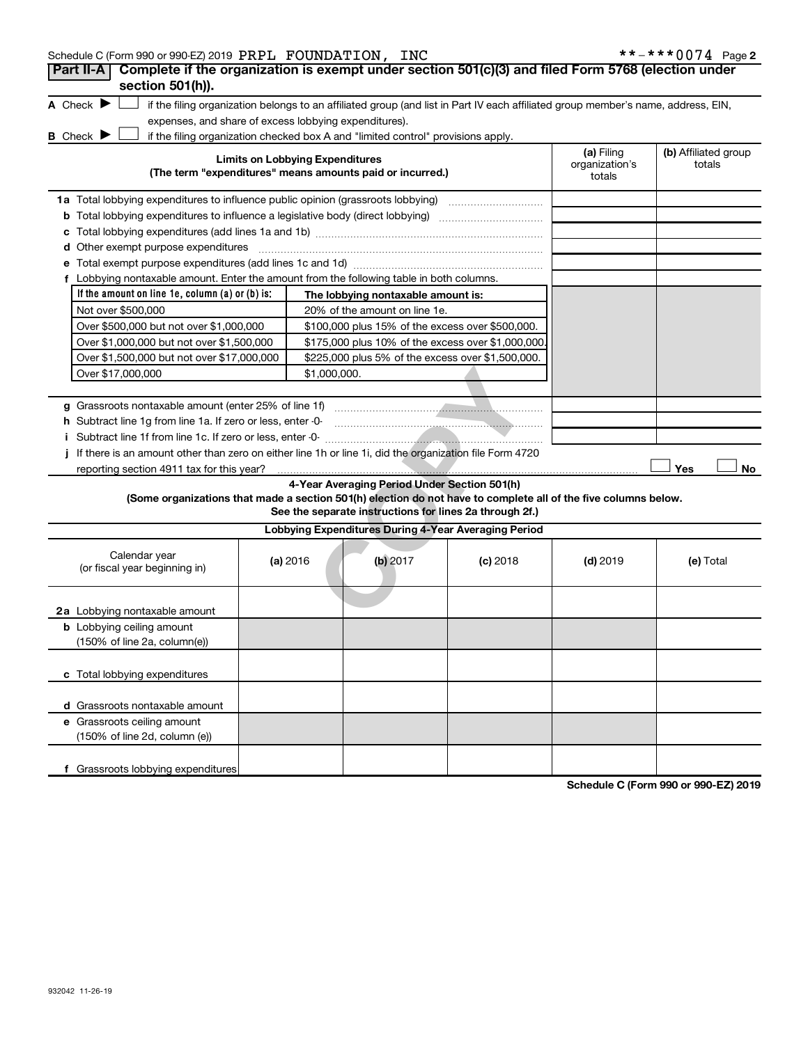Schedule C (Form 990 or 990-EZ) 2019 PRPL FOUNDATION, INC **-***0074 Page 2

## Part II-A Complete if the organization is exempt under section 501(c)(3) and filed Form 5768 (election under section 501(h)).

A Check ▶ ☐ if the filing organization belongs to an affiliated group (and list in Part IV each affiliated group member's name, address, EIN, expenses, and share of excess lobbying expenditures).

B Check ▶ ☐ if the filing organization checked box A and "limited control" provisions apply.

| Limits on Lobbying Expenditures (The term "expenditures" means amounts paid or incurred.) | (a) Filing organization's totals | (b) Affiliated group totals |
|---|---|---|
| 1a Total lobbying expenditures to influence public opinion (grassroots lobbying) | | |
| b Total lobbying expenditures to influence a legislative body (direct lobbying) | | |
| c Total lobbying expenditures (add lines 1a and 1b) | | |
| d Other exempt purpose expenditures | | |
| e Total exempt purpose expenditures (add lines 1c and 1d) | | |
| f Lobbying nontaxable amount. Enter the amount from the following table in both columns. | | |

| If the amount on line 1e, column (a) or (b) is: | The lobbying nontaxable amount is: |
|---|---|
| Not over $500,000 | 20% of the amount on line 1e. |
| Over $500,000 but not over $1,000,000 | $100,000 plus 15% of the excess over $500,000. |
| Over $1,000,000 but not over $1,500,000 | $175,000 plus 10% of the excess over $1,000,000. |
| Over $1,500,000 but not over $17,000,000 | $225,000 plus 5% of the excess over $1,500,000. |
| Over $17,000,000 | $1,000,000. |

| | (a) Filing organization's totals | (b) Affiliated group totals |
|---|---|---|
| g Grassroots nontaxable amount (enter 25% of line 1f) | | |
| h Subtract line 1g from line 1a. If zero or less, enter -0- | | |
| i Subtract line 1f from line 1c. If zero or less, enter -0- | | |

j If there is an amount other than zero on either line 1h or line 1i, did the organization file Form 4720 reporting section 4911 tax for this year? ☐ Yes ☐ No

### 4-Year Averaging Period Under Section 501(h)

**(Some organizations that made a section 501(h) election do not have to complete all of the five columns below. See the separate instructions for lines 2a through 2f.)**

| Lobbying Expenditures During 4-Year Averaging Period | | | | | |
|---|---|---|---|---|---|
| Calendar year (or fiscal year beginning in) | (a) 2016 | (b) 2017 | (c) 2018 | (d) 2019 | (e) Total |
| 2a Lobbying nontaxable amount | | | | | |
| b Lobbying ceiling amount (150% of line 2a, column(e)) | | | | | |
| c Total lobbying expenditures | | | | | |
| d Grassroots nontaxable amount | | | | | |
| e Grassroots ceiling amount (150% of line 2d, column (e)) | | | | | |
| f Grassroots lobbying expenditures | | | | | |

Schedule C (Form 990 or 990-EZ) 2019

932042 11-26-19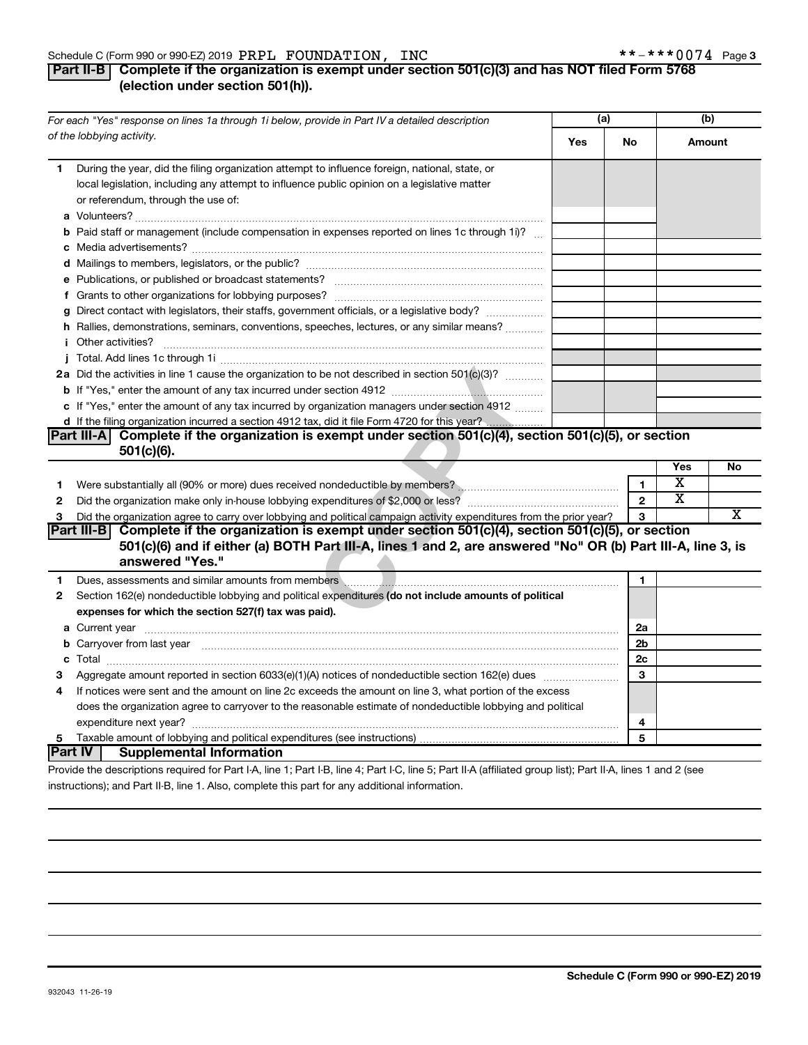Schedule C (Form 990 or 990-EZ) 2019 PRPL FOUNDATION, INC **-***0074

## Part II-B Complete if the organization is exempt under section 501(c)(3) and has NOT filed Form 5768 (election under section 501(h)).

| For each "Yes" response on lines 1a through 1i below, provide in Part IV a detailed description of the lobbying activity. | (a) Yes | (a) No | (b) Amount |
|---|---|---|---|
| **1** During the year, did the filing organization attempt to influence foreign, national, state, or local legislation, including any attempt to influence public opinion on a legislative matter or referendum, through the use of: | | | |
| **a** Volunteers? | | | |
| **b** Paid staff or management (include compensation in expenses reported on lines 1c through 1i)? | | | |
| **c** Media advertisements? | | | |
| **d** Mailings to members, legislators, or the public? | | | |
| **e** Publications, or published or broadcast statements? | | | |
| **f** Grants to other organizations for lobbying purposes? | | | |
| **g** Direct contact with legislators, their staffs, government officials, or a legislative body? | | | |
| **h** Rallies, demonstrations, seminars, conventions, speeches, lectures, or any similar means? | | | |
| **i** Other activities? | | | |
| **j** Total. Add lines 1c through 1i | | | |
| **2a** Did the activities in line 1 cause the organization to be not described in section 501(c)(3)? | | | |
| **b** If "Yes," enter the amount of any tax incurred under section 4912 | | | |
| **c** If "Yes," enter the amount of any tax incurred by organization managers under section 4912 | | | |
| **d** If the filing organization incurred a section 4912 tax, did it file Form 4720 for this year? | | | |

## Part III-A Complete if the organization is exempt under section 501(c)(4), section 501(c)(5), or section 501(c)(6).

| | | | Yes | No |
|---|---|---|---|---|
| **1** | Were substantially all (90% or more) dues received nondeductible by members? | 1 | X | |
| **2** | Did the organization make only in-house lobbying expenditures of $2,000 or less? | 2 | X | |
| **3** | Did the organization agree to carry over lobbying and political campaign activity expenditures from the prior year? | 3 | | X |

## Part III-B Complete if the organization is exempt under section 501(c)(4), section 501(c)(5), or section 501(c)(6) and if either (a) BOTH Part III-A, lines 1 and 2, are answered "No" OR (b) Part III-A, line 3, is answered "Yes."

| | | | |
|---|---|---|---|
| **1** | Dues, assessments and similar amounts from members | 1 | |
| **2** | Section 162(e) nondeductible lobbying and political expenditures **(do not include amounts of political expenses for which the section 527(f) tax was paid).** | | |
| **a** | Current year | 2a | |
| **b** | Carryover from last year | 2b | |
| **c** | Total | 2c | |
| **3** | Aggregate amount reported in section 6033(e)(1)(A) notices of nondeductible section 162(e) dues | 3 | |
| **4** | If notices were sent and the amount on line 2c exceeds the amount on line 3, what portion of the excess does the organization agree to carryover to the reasonable estimate of nondeductible lobbying and political expenditure next year? | 4 | |
| **5** | Taxable amount of lobbying and political expenditures (see instructions) | 5 | |

## Part IV Supplemental Information

Provide the descriptions required for Part I-A, line 1; Part I-B, line 4; Part I-C, line 5; Part II-A (affiliated group list); Part II-A, lines 1 and 2 (see instructions); and Part II-B, line 1. Also, complete this part for any additional information.

932043 11-26-19

Schedule C (Form 990 or 990-EZ) 2019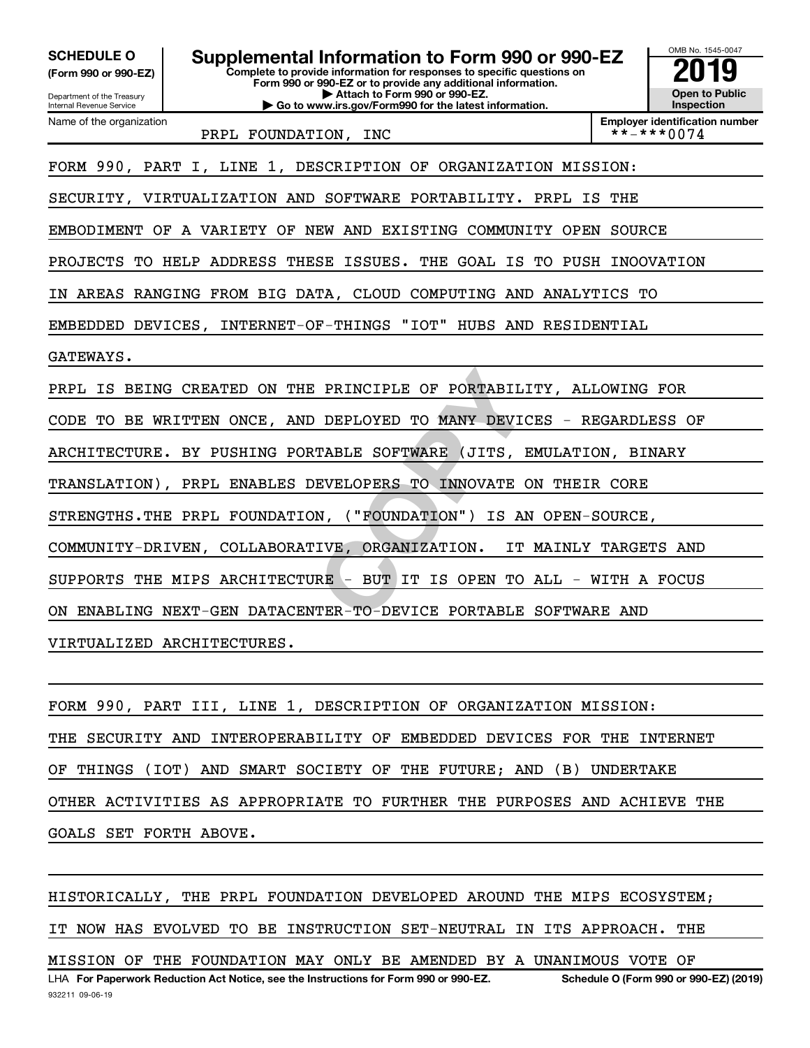**SCHEDULE O (Form 990 or 990-EZ)**

Department of the Treasury
Internal Revenue Service

# Supplemental Information to Form 990 or 990-EZ

**Complete to provide information for responses to specific questions on Form 990 or 990-EZ or to provide any additional information.**
**▶ Attach to Form 990 or 990-EZ.**
**▶ Go to www.irs.gov/Form990 for the latest information.**

OMB No. 1545-0047

**2019**

**Open to Public Inspection**

Name of the organization: PRPL FOUNDATION, INC

**Employer identification number**: **-***0074

FORM 990, PART I, LINE 1, DESCRIPTION OF ORGANIZATION MISSION:

SECURITY, VIRTUALIZATION AND SOFTWARE PORTABILITY. PRPL IS THE EMBODIMENT OF A VARIETY OF NEW AND EXISTING COMMUNITY OPEN SOURCE PROJECTS TO HELP ADDRESS THESE ISSUES. THE GOAL IS TO PUSH INOOVATION IN AREAS RANGING FROM BIG DATA, CLOUD COMPUTING AND ANALYTICS TO EMBEDDED DEVICES, INTERNET-OF-THINGS "IOT" HUBS AND RESIDENTIAL GATEWAYS.

PRPL IS BEING CREATED ON THE PRINCIPLE OF PORTABILITY, ALLOWING FOR CODE TO BE WRITTEN ONCE, AND DEPLOYED TO MANY DEVICES - REGARDLESS OF ARCHITECTURE. BY PUSHING PORTABLE SOFTWARE (JITS, EMULATION, BINARY TRANSLATION), PRPL ENABLES DEVELOPERS TO INNOVATE ON THEIR CORE STRENGTHS.THE PRPL FOUNDATION, ("FOUNDATION") IS AN OPEN-SOURCE, COMMUNITY-DRIVEN, COLLABORATIVE, ORGANIZATION. IT MAINLY TARGETS AND SUPPORTS THE MIPS ARCHITECTURE - BUT IT IS OPEN TO ALL - WITH A FOCUS ON ENABLING NEXT-GEN DATACENTER-TO-DEVICE PORTABLE SOFTWARE AND VIRTUALIZED ARCHITECTURES.

FORM 990, PART III, LINE 1, DESCRIPTION OF ORGANIZATION MISSION:

THE SECURITY AND INTEROPERABILITY OF EMBEDDED DEVICES FOR THE INTERNET OF THINGS (IOT) AND SMART SOCIETY OF THE FUTURE; AND (B) UNDERTAKE OTHER ACTIVITIES AS APPROPRIATE TO FURTHER THE PURPOSES AND ACHIEVE THE GOALS SET FORTH ABOVE.

HISTORICALLY, THE PRPL FOUNDATION DEVELOPED AROUND THE MIPS ECOSYSTEM; IT NOW HAS EVOLVED TO BE INSTRUCTION SET-NEUTRAL IN ITS APPROACH. THE MISSION OF THE FOUNDATION MAY ONLY BE AMENDED BY A UNANIMOUS VOTE OF

LHA **For Paperwork Reduction Act Notice, see the Instructions for Form 990 or 990-EZ.** **Schedule O (Form 990 or 990-EZ) (2019)**

932211 09-06-19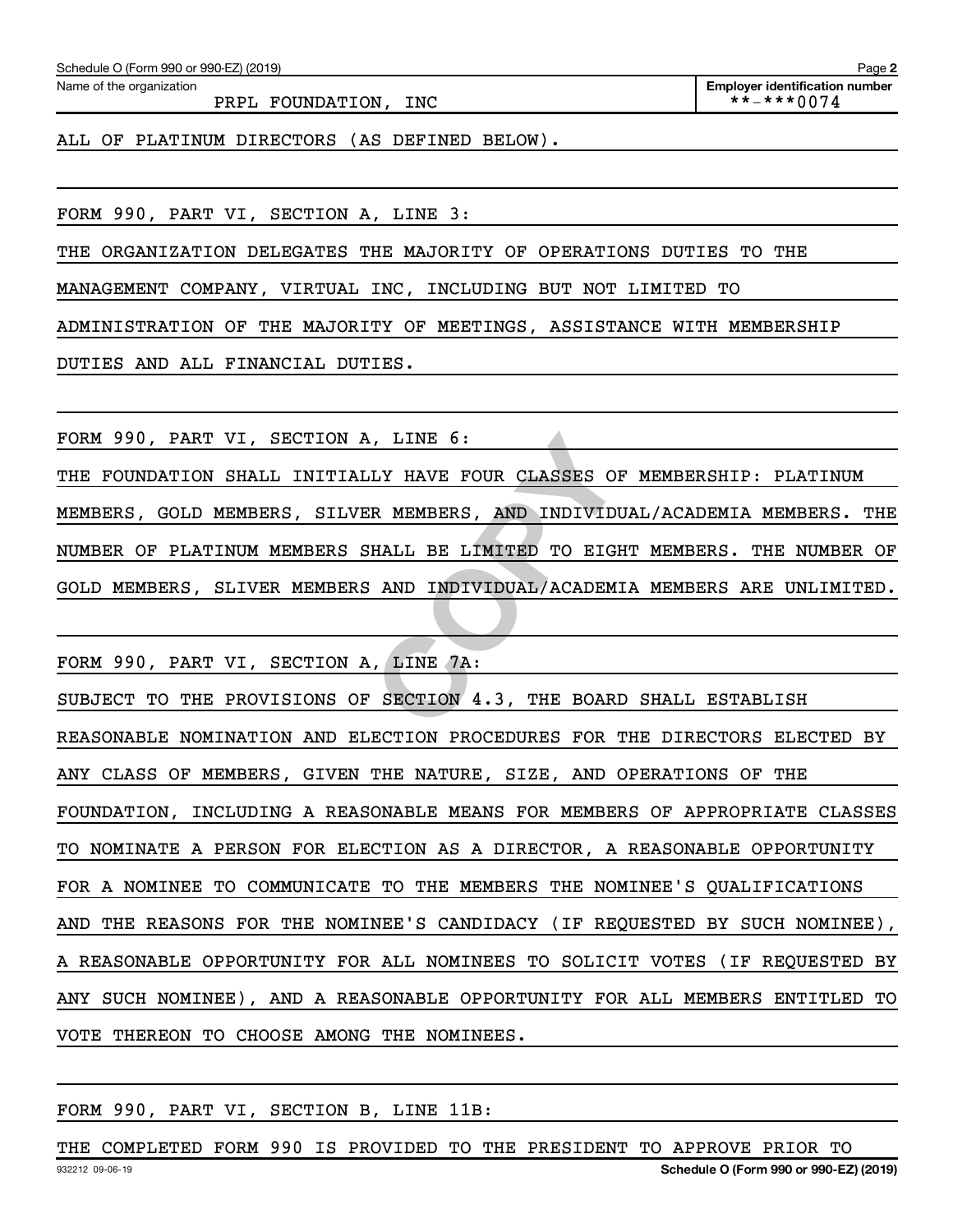Name of the organization: PRPL FOUNDATION, INC

Employer identification number: **-***0074

ALL OF PLATINUM DIRECTORS (AS DEFINED BELOW).

FORM 990, PART VI, SECTION A, LINE 3:

THE ORGANIZATION DELEGATES THE MAJORITY OF OPERATIONS DUTIES TO THE MANAGEMENT COMPANY, VIRTUAL INC, INCLUDING BUT NOT LIMITED TO ADMINISTRATION OF THE MAJORITY OF MEETINGS, ASSISTANCE WITH MEMBERSHIP DUTIES AND ALL FINANCIAL DUTIES.

FORM 990, PART VI, SECTION A, LINE 6:

THE FOUNDATION SHALL INITIALLY HAVE FOUR CLASSES OF MEMBERSHIP: PLATINUM MEMBERS, GOLD MEMBERS, SILVER MEMBERS, AND INDIVIDUAL/ACADEMIA MEMBERS. THE NUMBER OF PLATINUM MEMBERS SHALL BE LIMITED TO EIGHT MEMBERS. THE NUMBER OF GOLD MEMBERS, SLIVER MEMBERS AND INDIVIDUAL/ACADEMIA MEMBERS ARE UNLIMITED.

FORM 990, PART VI, SECTION A, LINE 7A:

SUBJECT TO THE PROVISIONS OF SECTION 4.3, THE BOARD SHALL ESTABLISH REASONABLE NOMINATION AND ELECTION PROCEDURES FOR THE DIRECTORS ELECTED BY ANY CLASS OF MEMBERS, GIVEN THE NATURE, SIZE, AND OPERATIONS OF THE FOUNDATION, INCLUDING A REASONABLE MEANS FOR MEMBERS OF APPROPRIATE CLASSES TO NOMINATE A PERSON FOR ELECTION AS A DIRECTOR, A REASONABLE OPPORTUNITY FOR A NOMINEE TO COMMUNICATE TO THE MEMBERS THE NOMINEE'S QUALIFICATIONS AND THE REASONS FOR THE NOMINEE'S CANDIDACY (IF REQUESTED BY SUCH NOMINEE), A REASONABLE OPPORTUNITY FOR ALL NOMINEES TO SOLICIT VOTES (IF REQUESTED BY ANY SUCH NOMINEE), AND A REASONABLE OPPORTUNITY FOR ALL MEMBERS ENTITLED TO VOTE THEREON TO CHOOSE AMONG THE NOMINEES.

FORM 990, PART VI, SECTION B, LINE 11B:

THE COMPLETED FORM 990 IS PROVIDED TO THE PRESIDENT TO APPROVE PRIOR TO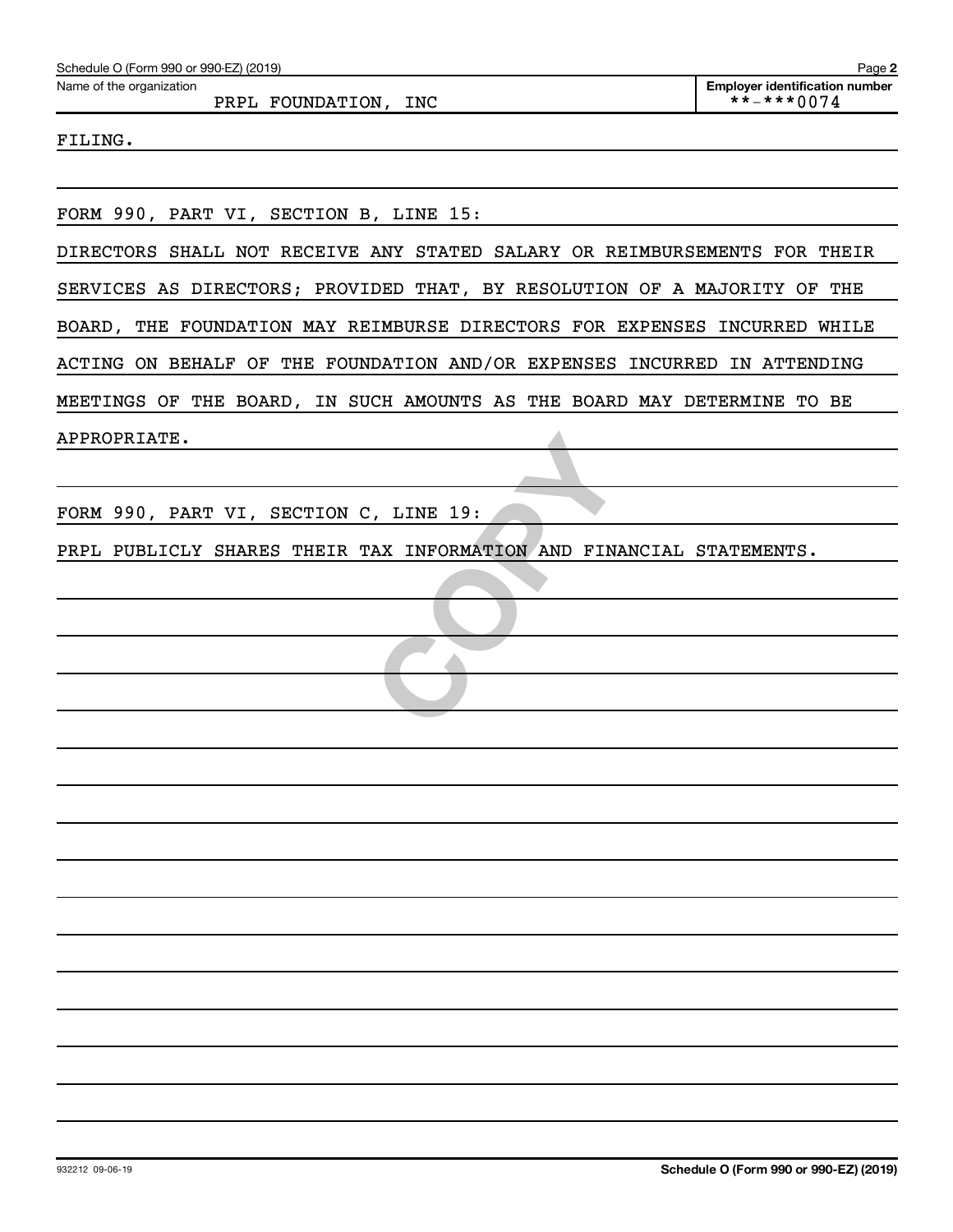Name of the organization: PRPL FOUNDATION, INC

Employer identification number: **-***0074

FILING.

FORM 990, PART VI, SECTION B, LINE 15:

DIRECTORS SHALL NOT RECEIVE ANY STATED SALARY OR REIMBURSEMENTS FOR THEIR SERVICES AS DIRECTORS; PROVIDED THAT, BY RESOLUTION OF A MAJORITY OF THE BOARD, THE FOUNDATION MAY REIMBURSE DIRECTORS FOR EXPENSES INCURRED WHILE ACTING ON BEHALF OF THE FOUNDATION AND/OR EXPENSES INCURRED IN ATTENDING MEETINGS OF THE BOARD, IN SUCH AMOUNTS AS THE BOARD MAY DETERMINE TO BE APPROPRIATE.

FORM 990, PART VI, SECTION C, LINE 19:

PRPL PUBLICLY SHARES THEIR TAX INFORMATION AND FINANCIAL STATEMENTS.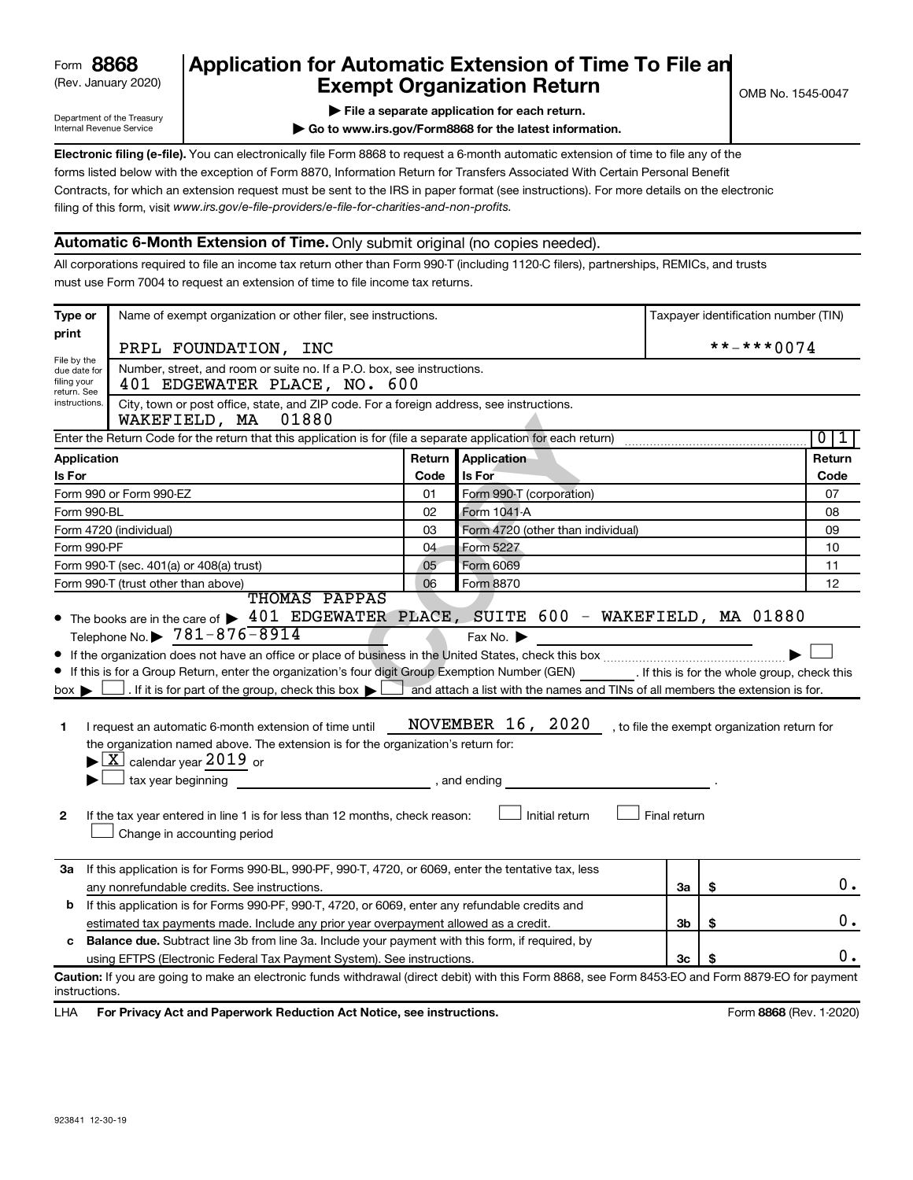Form **8868**
(Rev. January 2020)

Department of the Treasury
Internal Revenue Service

# Application for Automatic Extension of Time To File an Exempt Organization Return

OMB No. 1545-0047

▶ **File a separate application for each return.**

▶ **Go to www.irs.gov/Form8868 for the latest information.**

**Electronic filing (e-file).** You can electronically file Form 8868 to request a 6-month automatic extension of time to file any of the forms listed below with the exception of Form 8870, Information Return for Transfers Associated With Certain Personal Benefit Contracts, for which an extension request must be sent to the IRS in paper format (see instructions). For more details on the electronic filing of this form, visit *www.irs.gov/e-file-providers/e-file-for-charities-and-non-profits.*

## Automatic 6-Month Extension of Time. Only submit original (no copies needed).

All corporations required to file an income tax return other than Form 990-T (including 1120-C filers), partnerships, REMICs, and trusts must use Form 7004 to request an extension of time to file income tax returns.

**Type or print**

File by the due date for filing your return. See instructions.

Name of exempt organization or other filer, see instructions.
PRPL FOUNDATION, INC

Taxpayer identification number (TIN)
**-***0074

Number, street, and room or suite no. If a P.O. box, see instructions.
401 EDGEWATER PLACE, NO. 600

City, town or post office, state, and ZIP code. For a foreign address, see instructions.
WAKEFIELD, MA 01880

Enter the Return Code for the return that this application is for (file a separate application for each return) .......... 0 1

| Application Is For | Return Code | Application Is For | Return Code |
|---|---|---|---|
| Form 990 or Form 990-EZ | 01 | Form 990-T (corporation) | 07 |
| Form 990-BL | 02 | Form 1041-A | 08 |
| Form 4720 (individual) | 03 | Form 4720 (other than individual) | 09 |
| Form 990-PF | 04 | Form 5227 | 10 |
| Form 990-T (sec. 401(a) or 408(a) trust) | 05 | Form 6069 | 11 |
| Form 990-T (trust other than above) | 06 | Form 8870 | 12 |

- The books are in the care of ▶ THOMAS PAPPAS
401 EDGEWATER PLACE, SUITE 600 - WAKEFIELD, MA 01880
Telephone No. ▶ 781-876-8914 Fax No. ▶
- If the organization does not have an office or place of business in the United States, check this box .......... ▶ ☐
- If this is for a Group Return, enter the organization's four digit Group Exemption Number (GEN) ______ . If this is for the whole group, check this box ▶ ☐ . If it is for part of the group, check this box ▶ ☐ and attach a list with the names and TINs of all members the extension is for.

**1** I request an automatic 6-month extension of time until NOVEMBER 16, 2020 , to file the exempt organization return for the organization named above. The extension is for the organization's return for:
▶ ☒ calendar year 2019 or
▶ ☐ tax year beginning ______________ , and ending ______________ .

**2** If the tax year entered in line 1 is for less than 12 months, check reason: ☐ Initial return ☐ Final return
☐ Change in accounting period

| | | | |
|---|---|---|---|
| **3a** | If this application is for Forms 990-BL, 990-PF, 990-T, 4720, or 6069, enter the tentative tax, less any nonrefundable credits. See instructions. | **3a** | $ 0. |
| **b** | If this application is for Forms 990-PF, 990-T, 4720, or 6069, enter any refundable credits and estimated tax payments made. Include any prior year overpayment allowed as a credit. | **3b** | $ 0. |
| **c** | **Balance due.** Subtract line 3b from line 3a. Include your payment with this form, if required, by using EFTPS (Electronic Federal Tax Payment System). See instructions. | **3c** | $ 0. |

**Caution:** If you are going to make an electronic funds withdrawal (direct debit) with this Form 8868, see Form 8453-EO and Form 8879-EO for payment instructions.

LHA **For Privacy Act and Paperwork Reduction Act Notice, see instructions.** Form **8868** (Rev. 1-2020)

923841 12-30-19